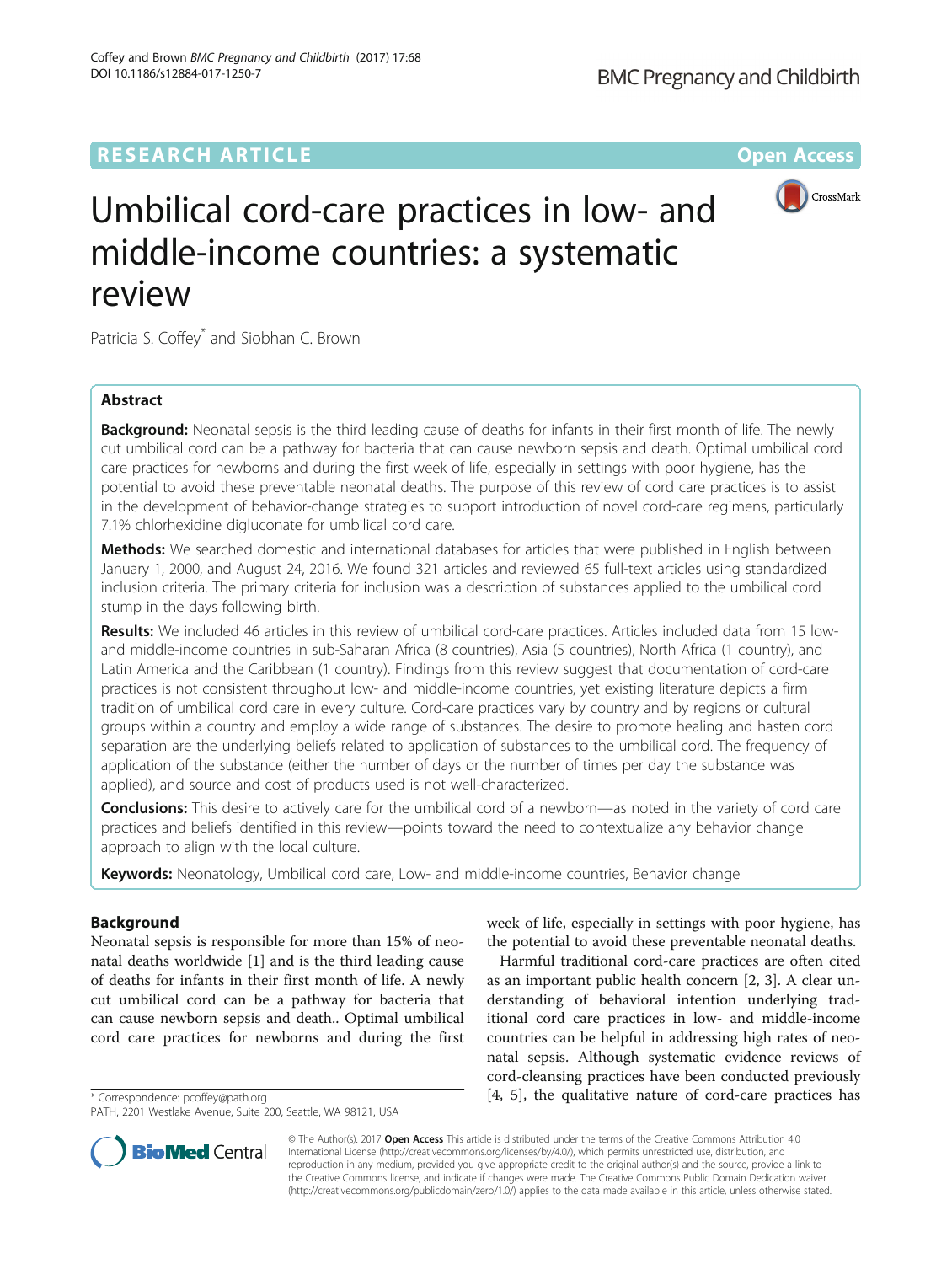RESEARCH ARTICLE

Open Access

# Umbilical cord-care practices in low- and middle-income countries: a systematic review

Patricia S. Coffey* and Siobhan C. Brown

## Abstract

**Background:** Neonatal sepsis is the third leading cause of deaths for infants in their first month of life. The newly cut umbilical cord can be a pathway for bacteria that can cause newborn sepsis and death. Optimal umbilical cord care practices for newborns and during the first week of life, especially in settings with poor hygiene, has the potential to avoid these preventable neonatal deaths. The purpose of this review of cord care practices is to assist in the development of behavior-change strategies to support introduction of novel cord-care regimens, particularly 7.1% chlorhexidine digluconate for umbilical cord care.

**Methods:** We searched domestic and international databases for articles that were published in English between January 1, 2000, and August 24, 2016. We found 321 articles and reviewed 65 full-text articles using standardized inclusion criteria. The primary criteria for inclusion was a description of substances applied to the umbilical cord stump in the days following birth.

**Results:** We included 46 articles in this review of umbilical cord-care practices. Articles included data from 15 low- and middle-income countries in sub-Saharan Africa (8 countries), Asia (5 countries), North Africa (1 country), and Latin America and the Caribbean (1 country). Findings from this review suggest that documentation of cord-care practices is not consistent throughout low- and middle-income countries, yet existing literature depicts a firm tradition of umbilical cord care in every culture. Cord-care practices vary by country and by regions or cultural groups within a country and employ a wide range of substances. The desire to promote healing and hasten cord separation are the underlying beliefs related to application of substances to the umbilical cord. The frequency of application of the substance (either the number of days or the number of times per day the substance was applied), and source and cost of products used is not well-characterized.

**Conclusions:** This desire to actively care for the umbilical cord of a newborn—as noted in the variety of cord care practices and beliefs identified in this review—points toward the need to contextualize any behavior change approach to align with the local culture.

**Keywords:** Neonatology, Umbilical cord care, Low- and middle-income countries, Behavior change

## Background

Neonatal sepsis is responsible for more than 15% of neonatal deaths worldwide [1] and is the third leading cause of deaths for infants in their first month of life. A newly cut umbilical cord can be a pathway for bacteria that can cause newborn sepsis and death.. Optimal umbilical cord care practices for newborns and during the first week of life, especially in settings with poor hygiene, has the potential to avoid these preventable neonatal deaths.

Harmful traditional cord-care practices are often cited as an important public health concern [2, 3]. A clear understanding of behavioral intention underlying traditional cord care practices in low- and middle-income countries can be helpful in addressing high rates of neonatal sepsis. Although systematic evidence reviews of cord-cleansing practices have been conducted previously [4, 5], the qualitative nature of cord-care practices has

* Correspondence: pcoffey@path.org
PATH, 2201 Westlake Avenue, Suite 200, Seattle, WA 98121, USA

© The Author(s). 2017 **Open Access** This article is distributed under the terms of the Creative Commons Attribution 4.0 International License (http://creativecommons.org/licenses/by/4.0/), which permits unrestricted use, distribution, and reproduction in any medium, provided you give appropriate credit to the original author(s) and the source, provide a link to the Creative Commons license, and indicate if changes were made. The Creative Commons Public Domain Dedication waiver (http://creativecommons.org/publicdomain/zero/1.0/) applies to the data made available in this article, unless otherwise stated.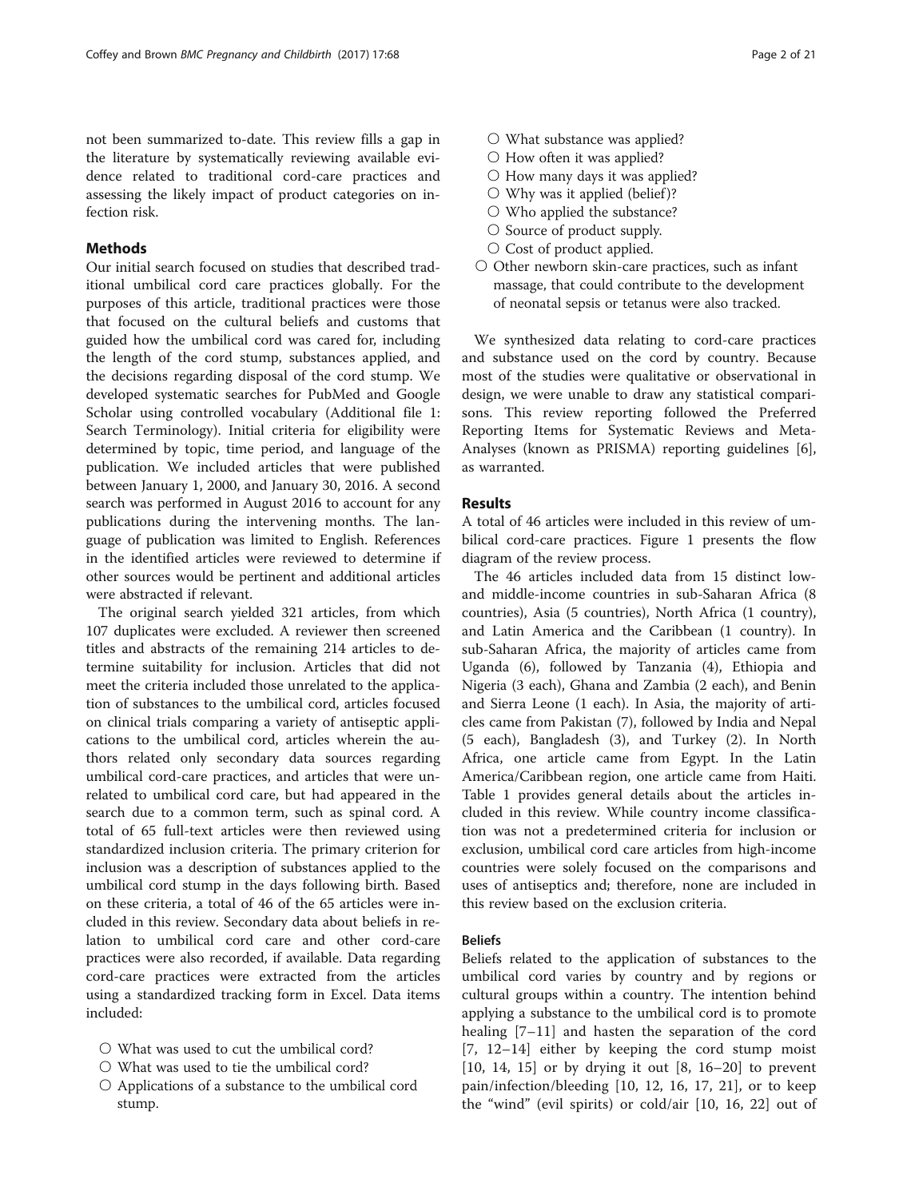not been summarized to-date. This review fills a gap in the literature by systematically reviewing available evidence related to traditional cord-care practices and assessing the likely impact of product categories on infection risk.

## Methods

Our initial search focused on studies that described traditional umbilical cord care practices globally. For the purposes of this article, traditional practices were those that focused on the cultural beliefs and customs that guided how the umbilical cord was cared for, including the length of the cord stump, substances applied, and the decisions regarding disposal of the cord stump. We developed systematic searches for PubMed and Google Scholar using controlled vocabulary (Additional file 1: Search Terminology). Initial criteria for eligibility were determined by topic, time period, and language of the publication. We included articles that were published between January 1, 2000, and January 30, 2016. A second search was performed in August 2016 to account for any publications during the intervening months. The language of publication was limited to English. References in the identified articles were reviewed to determine if other sources would be pertinent and additional articles were abstracted if relevant.

The original search yielded 321 articles, from which 107 duplicates were excluded. A reviewer then screened titles and abstracts of the remaining 214 articles to determine suitability for inclusion. Articles that did not meet the criteria included those unrelated to the application of substances to the umbilical cord, articles focused on clinical trials comparing a variety of antiseptic applications to the umbilical cord, articles wherein the authors related only secondary data sources regarding umbilical cord-care practices, and articles that were unrelated to umbilical cord care, but had appeared in the search due to a common term, such as spinal cord. A total of 65 full-text articles were then reviewed using standardized inclusion criteria. The primary criterion for inclusion was a description of substances applied to the umbilical cord stump in the days following birth. Based on these criteria, a total of 46 of the 65 articles were included in this review. Secondary data about beliefs in relation to umbilical cord care and other cord-care practices were also recorded, if available. Data regarding cord-care practices were extracted from the articles using a standardized tracking form in Excel. Data items included:

- What was used to cut the umbilical cord?
- What was used to tie the umbilical cord?
- Applications of a substance to the umbilical cord stump.
  - What substance was applied?
  - How often it was applied?
  - How many days it was applied?
  - Why was it applied (belief)?
  - Who applied the substance?
  - Source of product supply.
  - Cost of product applied.
- Other newborn skin-care practices, such as infant massage, that could contribute to the development of neonatal sepsis or tetanus were also tracked.

We synthesized data relating to cord-care practices and substance used on the cord by country. Because most of the studies were qualitative or observational in design, we were unable to draw any statistical comparisons. This review reporting followed the Preferred Reporting Items for Systematic Reviews and Meta-Analyses (known as PRISMA) reporting guidelines [6], as warranted.

## Results

A total of 46 articles were included in this review of umbilical cord-care practices. Figure 1 presents the flow diagram of the review process.

The 46 articles included data from 15 distinct low- and middle-income countries in sub-Saharan Africa (8 countries), Asia (5 countries), North Africa (1 country), and Latin America and the Caribbean (1 country). In sub-Saharan Africa, the majority of articles came from Uganda (6), followed by Tanzania (4), Ethiopia and Nigeria (3 each), Ghana and Zambia (2 each), and Benin and Sierra Leone (1 each). In Asia, the majority of articles came from Pakistan (7), followed by India and Nepal (5 each), Bangladesh (3), and Turkey (2). In North Africa, one article came from Egypt. In the Latin America/Caribbean region, one article came from Haiti. Table 1 provides general details about the articles included in this review. While country income classification was not a predetermined criteria for inclusion or exclusion, umbilical cord care articles from high-income countries were solely focused on the comparisons and uses of antiseptics and; therefore, none are included in this review based on the exclusion criteria.

### Beliefs

Beliefs related to the application of substances to the umbilical cord varies by country and by regions or cultural groups within a country. The intention behind applying a substance to the umbilical cord is to promote healing [7–11] and hasten the separation of the cord [7, 12–14] either by keeping the cord stump moist [10, 14, 15] or by drying it out [8, 16–20] to prevent pain/infection/bleeding [10, 12, 16, 17, 21], or to keep the "wind" (evil spirits) or cold/air [10, 16, 22] out of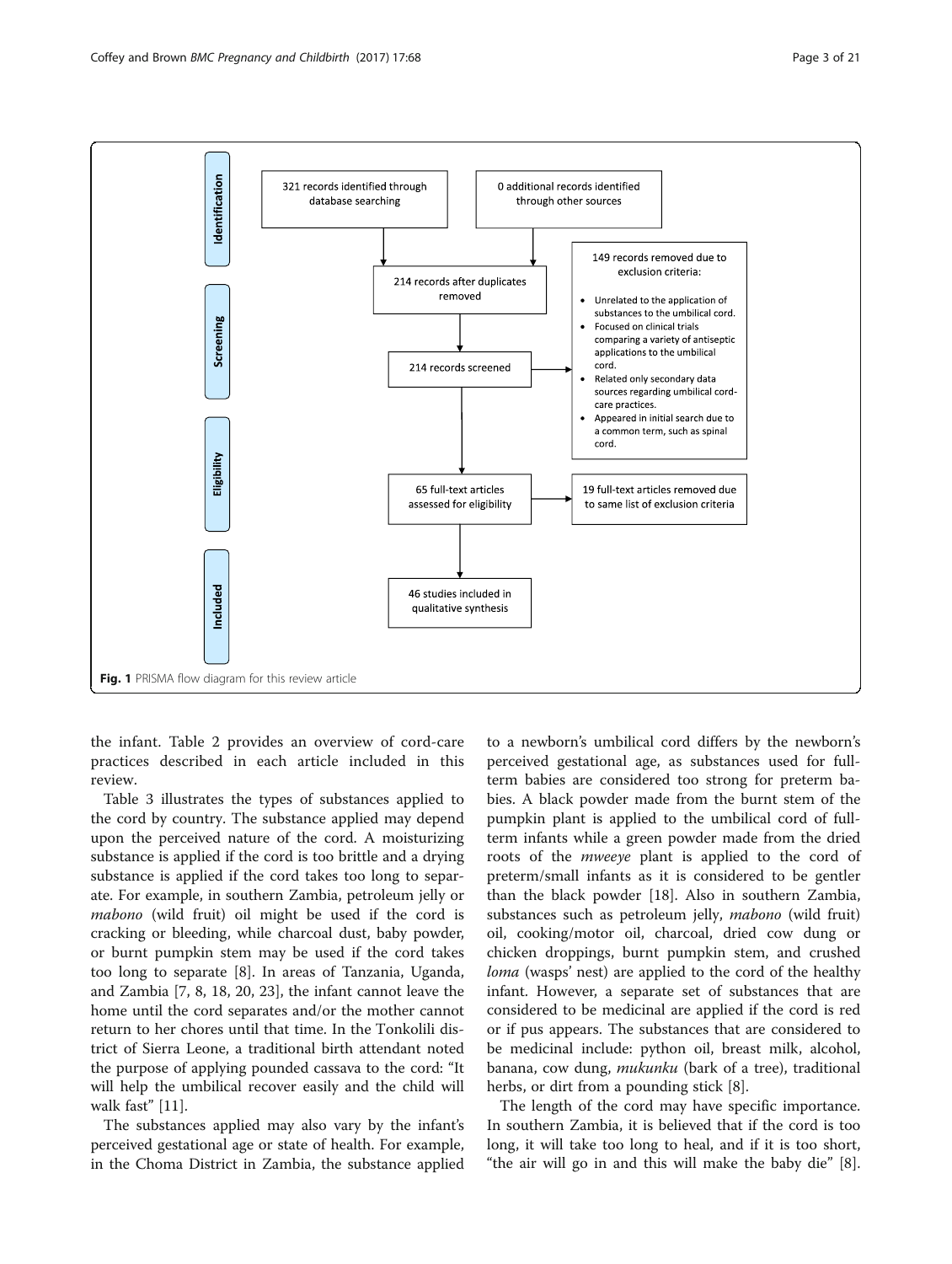**Identification**

- 321 records identified through database searching
- 0 additional records identified through other sources

**Screening**

- 214 records after duplicates removed
- 214 records screened
- 149 records removed due to exclusion criteria:
  - Unrelated to the application of substances to the umbilical cord.
  - Focused on clinical trials comparing a variety of antiseptic applications to the umbilical cord.
  - Related only secondary data sources regarding umbilical cord-care practices.
  - Appeared in initial search due to a common term, such as spinal cord.

**Eligibility**

- 65 full-text articles assessed for eligibility
- 19 full-text articles removed due to same list of exclusion criteria

**Included**

- 46 studies included in qualitative synthesis

**Fig. 1** PRISMA flow diagram for this review article

the infant. Table 2 provides an overview of cord-care practices described in each article included in this review.

Table 3 illustrates the types of substances applied to the cord by country. The substance applied may depend upon the perceived nature of the cord. A moisturizing substance is applied if the cord is too brittle and a drying substance is applied if the cord takes too long to separate. For example, in southern Zambia, petroleum jelly or *mabono* (wild fruit) oil might be used if the cord is cracking or bleeding, while charcoal dust, baby powder, or burnt pumpkin stem may be used if the cord takes too long to separate [8]. In areas of Tanzania, Uganda, and Zambia [7, 8, 18, 20, 23], the infant cannot leave the home until the cord separates and/or the mother cannot return to her chores until that time. In the Tonkolili district of Sierra Leone, a traditional birth attendant noted the purpose of applying pounded cassava to the cord: "It will help the umbilical recover easily and the child will walk fast" [11].

The substances applied may also vary by the infant's perceived gestational age or state of health. For example, in the Choma District in Zambia, the substance applied to a newborn's umbilical cord differs by the newborn's perceived gestational age, as substances used for full-term babies are considered too strong for preterm babies. A black powder made from the burnt stem of the pumpkin plant is applied to the umbilical cord of full-term infants while a green powder made from the dried roots of the *mweeye* plant is applied to the cord of preterm/small infants as it is considered to be gentler than the black powder [18]. Also in southern Zambia, substances such as petroleum jelly, *mabono* (wild fruit) oil, cooking/motor oil, charcoal, dried cow dung or chicken droppings, burnt pumpkin stem, and crushed *loma* (wasps' nest) are applied to the cord of the healthy infant. However, a separate set of substances that are considered to be medicinal are applied if the cord is red or if pus appears. The substances that are considered to be medicinal include: python oil, breast milk, alcohol, banana, cow dung, *mukunku* (bark of a tree), traditional herbs, or dirt from a pounding stick [8].

The length of the cord may have specific importance. In southern Zambia, it is believed that if the cord is too long, it will take too long to heal, and if it is too short, "the air will go in and this will make the baby die" [8].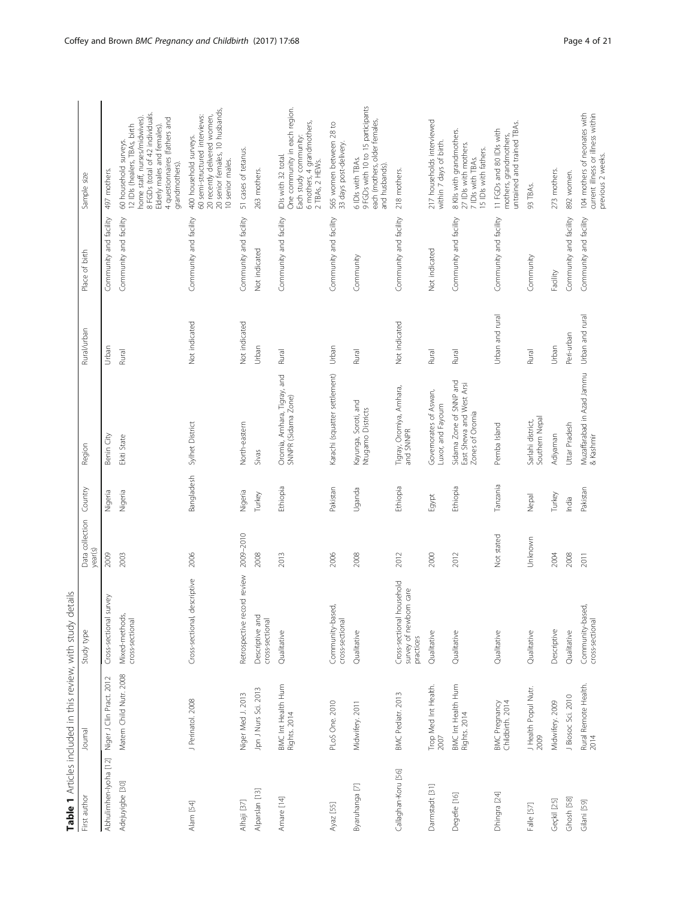**Table 1** Articles included in this review, with study details

| First author | Journal | Study type | Data collection year(s) | Country | Region | Rural/urban | Place of birth | Sample size |
|---|---|---|---|---|---|---|---|---|
| Abhulimhen-Iyoha [12] | Niger J Clin Pract. 2012 | Cross-sectional survey | 2009 | Nigeria | Benin City | Urban | Community and facility | 497 mothers. |
| Adejuyigbe [30] | Matern Child Nutr. 2008 | Mixed-methods, cross-sectional | 2003 | Nigeria | Ekiti State | Rural | Community and facility | 60 household surveys. 12 IDIs (healers, TBAs, birth home staff, nurses/midwives). 8 FGDs (total of 42 individuals. Elderly males and females). 4 questionnaires (fathers and grandmothers). |
| Alam [54] | J Perinatol. 2008 | Cross-sectional, descriptive | 2006 | Bangladesh | Sylhet District | Not indicated | Community and facility | 400 household surveys. 60 semi-structured interviews: 20 recently delivered women, 20 senior females, 10 husbands, 10 senior males. |
| Alhaji [37] | Niger Med J. 2013 | Retrospective record review | 2009–2010 | Nigeria | North-eastern | Not indicated | Community and facility | 51 cases of tetanus. |
| Alparslan [13] | Jpn J Nurs Sci. 2013 | Descriptive and cross-sectional | 2008 | Turkey | Sivas | Urban | Not indicated | 263 mothers. |
| Amare [14] | BMC Int Health Hum Rights. 2014 | Qualitative | 2013 | Ethiopia | Oromia, Amhara, Tigray, and SNNPR (Sidama Zone) | Rural | Community and facility | IDIs with 32 total. One community in each region. Each study community: 6 mothers, 4 grandmothers, 2 TBAs, 2 HEWs. |
| Ayaz [55] | PLoS One. 2010 | Community-based, cross-sectional | 2006 | Pakistan | Karachi (squatter settlement) | Urban | Community and facility | 565 women between 28 to 33 days post-delivery. |
| Byaruhanga [7] | Midwifery. 2011 | Qualitative | 2008 | Uganda | Kayunga, Soroti, and Ntugamo Districts | Rural | Community | 6 IDIs with TBAs. 9 FGDs with 10 to 15 participants each (mothers, older females, and husbands). |
| Callaghan-Koru [56] | BMC Pediatr. 2013 | Cross-sectional household survey of newborn care practices | 2012 | Ethiopia | Tigray, Oromiya, Amhara, and SNNPR | Not indicated | Community and facility | 218 mothers. |
| Darmstadt [31] | Trop Med Int Health. 2007 | Qualitative | 2000 | Egypt | Governorates of Aswan, Luxor, and Fayoum | Rural | Not indicated | 217 households interviewed within 7 days of birth. |
| Degefie [16] | BMC Int Health Hum Rights. 2014 | Qualitative | 2012 | Ethiopia | Sidama Zone of SNNP and East Shewa and West Arsi Zones of Oromia | Rural | Community and facility | 8 KIIs with grandmothers. 27 IDIs with mothers. 7 IDIs with TBAs. 15 IDIs with fathers. |
| Dhingra [24] | BMC Pregnancy Childbirth. 2014 | Qualitative | Not stated | Tanzania | Pemba Island | Urban and rural | Community and facility | 11 FGDs and 80 IDIs with mothers, grandmothers, untrained and trained TBAs. |
| Falle [57] | J Health Popul Nutr. 2009 | Qualitative | Unknown | Nepal | Sarlahi district, Southern Nepal | Rural | Community | 93 TBAs. |
| Geçkil [25] | Midwifery. 2009 | Descriptive | 2004 | Turkey | Adiyaman | Urban | Facility | 273 mothers. |
| Ghosh [58] | J Biosoc Sci. 2010 | Qualitative | 2008 | India | Uttar Pradesh | Peri-urban | Community and facility | 892 women. |
| Gilani [59] | Rural Remote Health. 2014 | Community-based, cross-sectional | 2011 | Pakistan | Muzaffarabad in Azad Jammu & Kashmir | Urban and rural | Community and facility | 104 mothers of neonates with current illness or illness within previous 2 weeks. |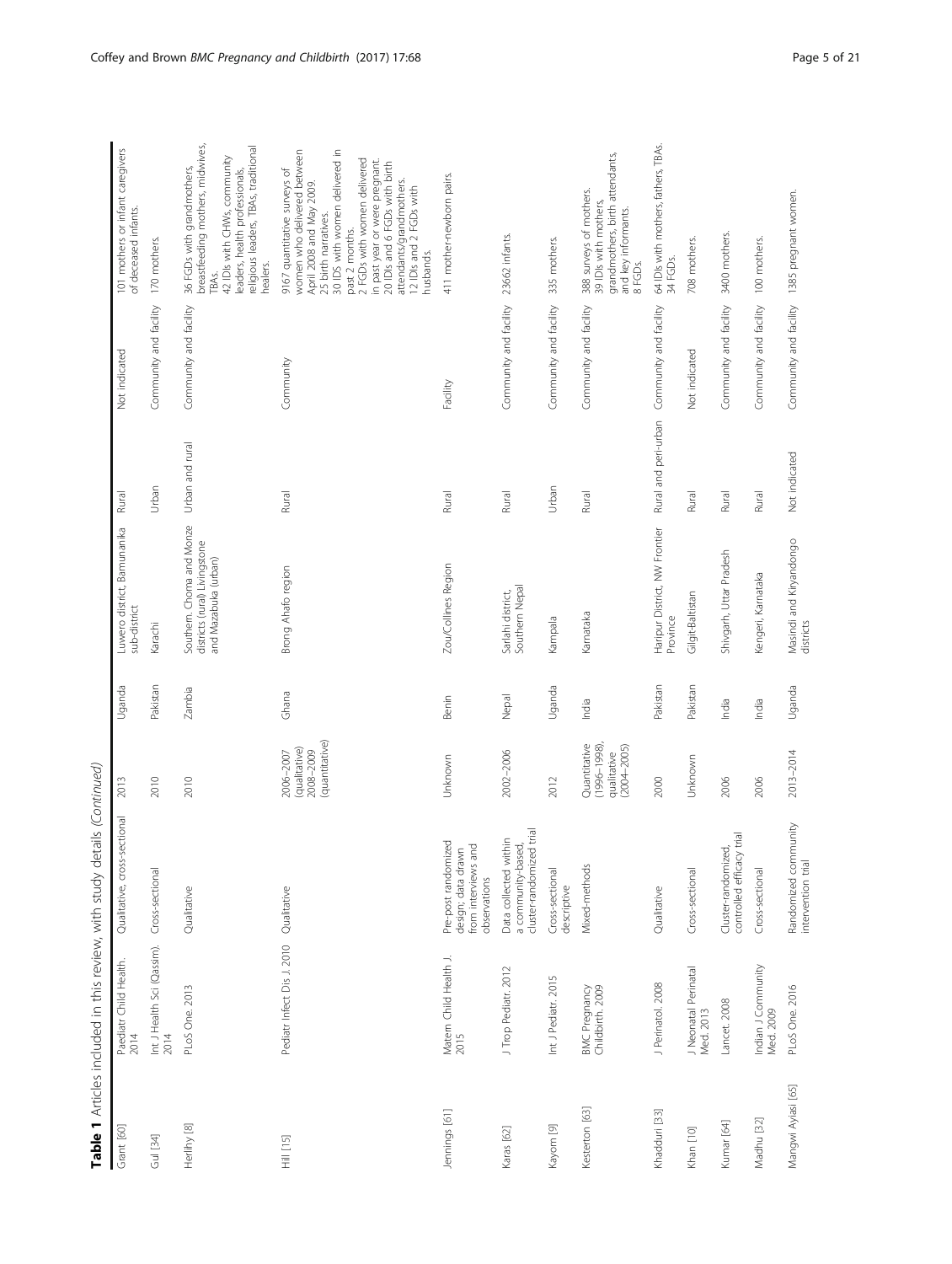**Table 1** Articles included in this review, with study details *(Continued)*

| | | | | | | | | |
|---|---|---|---|---|---|---|---|---|
| Grant [60] | Paediatr Child Health. 2014 | Qualitative, cross-sectional | 2013 | Uganda | Luwero district, Bamunanika sub-district | Rural | Not indicated | 101 mothers or infant caregivers of deceased infants. |
| Gul [34] | Int J Health Sci (Qassim). 2014 | Cross-sectional | 2010 | Pakistan | Karachi | Urban | Community and facility | 170 mothers. |
| Herlihy [8] | PLoS One. 2013 | Qualitative | 2010 | Zambia | Southern, Choma and Monze districts (rural) Livingstone and Mazabuka (urban) | Urban and rural | Community and facility | 36 FGDs with grandmothers, breastfeeding mothers, midwives, TBAs. 42 IDIs with CHWs, community leaders, health professionals, religious leaders, TBAs, traditional healers. |
| Hill [15] | Pediatr Infect Dis J. 2010 | Qualitative | 2006–2007 (qualitative) 2008–2009 (quantitative) | Ghana | Brong Ahafo region | Rural | Community | 9167 quantitative surveys of women who delivered between April 2008 and May 2009. 25 birth narratives. 30 IDS with women delivered in past 2 months. 2 FGDs with women delivered in past year or were pregnant. 20 IDIs and 6 FGDs with birth attendants/grandmothers. 12 IDIs and 2 FGDs with husbands. |
| Jennings [61] | Matern Child Health J. 2015 | Pre-post randomized design; data drawn from interviews and observations | Unknown | Benin | Zou/Collines Region | Rural | Facility | 411 mother-newborn pairs. |
| Karas [62] | J Trop Pediatr. 2012 | Data collected within a community-based, cluster-randomized trial | 2002–2006 | Nepal | Sarlahi district, Southern Nepal | Rural | Community and facility | 23662 infants. |
| Kayom [9] | Int J Pediatr. 2015 | Cross-sectional descriptive | 2012 | Uganda | Kampala | Urban | Community and facility | 335 mothers. |
| Kesterton [63] | BMC Pregnancy Childbirth. 2009 | Mixed-methods | Quantitative (1996–1998), qualitative (2004–2005) | India | Karnataka | Rural | Community and facility | 388 surveys of mothers. 39 IDIs with mothers, grandmothers, birth attendants, and key informants. 8 FGDs. |
| Khadduri [33] | J Perinatol. 2008 | Qualitative | 2000 | Pakistan | Haripur District, NW Frontier Province | Rural and peri-urban | Community and facility | 64 IDIs with mothers, fathers, TBAs. 34 FGDs. |
| Khan [10] | J Neonatal Perinatal Med. 2013 | Cross-sectional | Unknown | Pakistan | Gilgit-Baltistan | Rural | Not indicated | 708 mothers. |
| Kumar [64] | Lancet. 2008 | Cluster-randomized, controlled efficacy trial | 2006 | India | Shivgarh, Uttar Pradesh | Rural | Community and facility | 3400 mothers. |
| Madhu [32] | Indian J Community Med. 2009 | Cross-sectional | 2006 | India | Kengeri, Karnataka | Rural | Community and facility | 100 mothers. |
| Mangwi Ayiasi [65] | PLoS One. 2016 | Randomized community intervention trial | 2013–2014 | Uganda | Masindi and Kiryandongo districts | Not indicated | Community and facility | 1385 pregnant women. |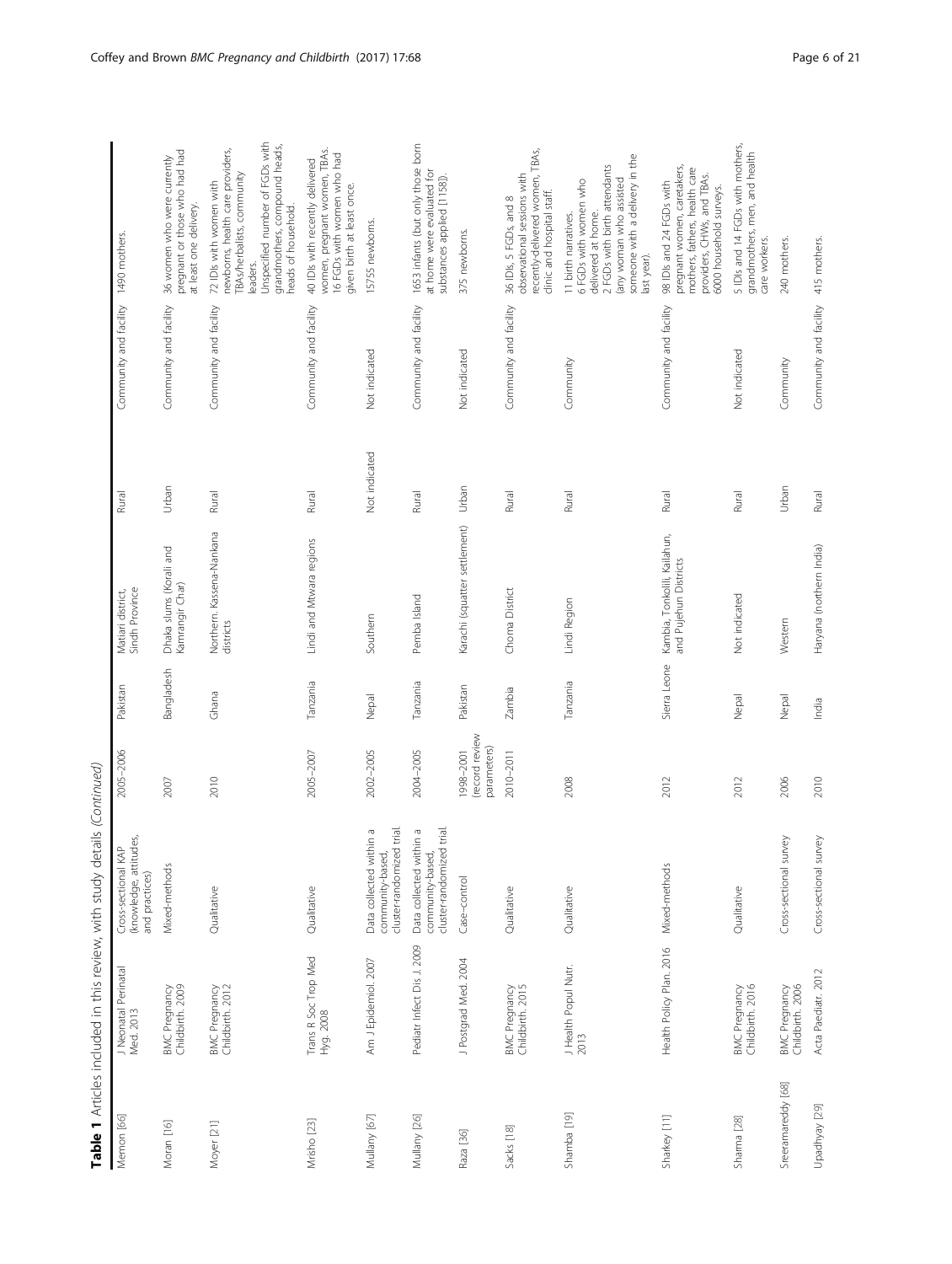**Table 1** Articles included in this review, with study details *(Continued)*

| | | | | | | | | |
|---|---|---|---|---|---|---|---|---|
| Memon [66] | J Neonatal Perinatal Med. 2013 | Cross-sectional KAP (knowledge, attitudes, and practices) | 2005–2006 | Pakistan | Matiari district, Sindh Province | Rural | Community and facility | 1490 mothers. |
| Moran [16] | BMC Pregnancy Childbirth. 2009 | Mixed-methods | 2007 | Bangladesh | Dhaka slums (Korail and Kamrangir Char) | Urban | Community and facility | 36 women who were currently pregnant or those who had had at least one delivery. |
| Moyer [21] | BMC Pregnancy Childbirth. 2012 | Qualitative | 2010 | Ghana | Northern. Kassena-Nankana districts | Rural | Community and facility | 72 IDIs with women with newborns, health care providers, TBAs/herbalists, community leaders. Unspecified number of FGDs with grandmothers, compound heads, heads of household. |
| Mrisho [23] | Trans R Soc Trop Med Hyg. 2008 | Qualitative | 2005–2007 | Tanzania | Lindi and Mtwara regions | Rural | Community and facility | 40 IDIs with recently delivered women, pregnant women, TBAs. 16 FGDs with women who had given birth at least once. |
| Mullany [67] | Am J Epidemiol. 2007 | Data collected within a community-based, cluster-randomized trial. | 2002–2005 | Nepal | Southern | Not indicated | Not indicated | 15755 newborns. |
| Mullany [26] | Pediatr Infect Dis J. 2009 | Data collected within a community-based, cluster-randomized trial. | 2004–2005 | Tanzania | Pemba Island | Rural | Community and facility | 1653 infants (but only those born at home were evaluated for substances applied [1158]). |
| Raza [36] | J Postgrad Med. 2004 | Case–control | 1998–2001 (record review parameters) | Pakistan | Karachi (squatter settlement) | Urban | Not indicated | 375 newborns. |
| Sacks [18] | BMC Pregnancy Childbirth. 2015 | Qualitative | 2010–2011 | Zambia | Choma District | Rural | Community and facility | 36 IDIs, 5 FGDs, and 8 observational sessions with recently-delivered women, TBAs, clinic and hospital staff. |
| Shamba [19] | J Health Popul Nutr. 2013 | Qualitative | 2008 | Tanzania | Lindi Region | Rural | Community | 11 birth narratives. 6 FGDs with women who delivered at home. 2 FGDs with birth attendants (any woman who assisted someone with a delivery in the last year). |
| Sharkey [11] | Health Policy Plan. 2016 | Mixed-methods | 2012 | Sierra Leone | Kambia, Tonkolili, Kailahun, and Pujehun Districts | Rural | Community and facility | 98 IDIs and 24 FGDs with pregnant women, caretakers, mothers, fathers, health care providers, CHWs, and TBAs. 6000 household surveys. |
| Sharma [28] | BMC Pregnancy Childbirth. 2016 | Qualitative | 2012 | Nepal | Not indicated | Rural | Not indicated | 5 IDIs and 14 FGDs with mothers, grandmothers, men, and health care workers. |
| Sreeramareddy [68] | BMC Pregnancy Childbirth. 2006 | Cross-sectional survey | 2006 | Nepal | Western | Urban | Community | 240 mothers. |
| Upadhyay [29] | Acta Paediatr. 2012 | Cross-sectional survey | 2010 | India | Haryana (northern India) | Rural | Community and facility | 415 mothers. |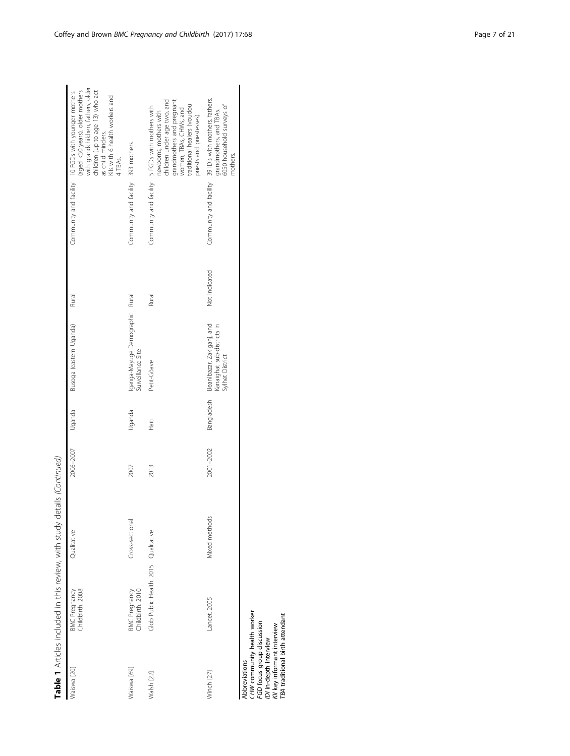**Table 1** Articles included in this review, with study details *(Continued)*

| | | | | | | | | |
|---|---|---|---|---|---|---|---|---|
| Waiswa [20] | BMC Pregnancy Childbirth. 2008 | Qualitative | 2006–2007 | Uganda | Busoga (eastern Uganda) | Rural | Community and facility | 10 FGDs with younger mothers (aged <30 years), older mothers with grandchildren, fathers, older children (up to age 13) who act as child minders. KIIs with 6 health workers and 4 TBAs. |
| Waiswa [69] | BMC Pregnancy Childbirth. 2010 | Cross-sectional | 2007 | Uganda | Iganga-Mayuge Demographic Surveillance Site | Rural | Community and facility | 393 mothers. |
| Walsh [22] | Glob Public Health. 2015 | Qualitative | 2013 | Haiti | Petit-Gôave | Rural | Community and facility | 5 FGDs with mothers with newborns, mothers with children under age two, and grandmothers and pregnant women, TBAs, CHWs, and traditional healers (voudou priests and priestesses). |
| Winch [27] | Lancet. 2005 | Mixed methods | 2001–2002 | Bangladesh | Beanibazar, Zakiganj, and Kanaighat sub-districts in Sylhet District | Not indicated | Community and facility | 39 IDIs with mothers, fathers, grandmothers, and TBAs. 6050 household surveys of mothers. |

Abbreviations
*CHW* community health worker
*FGD* focus group discussion
*IDI* in-depth interview
*KII* key informant interview
*TBA* traditional birth attendant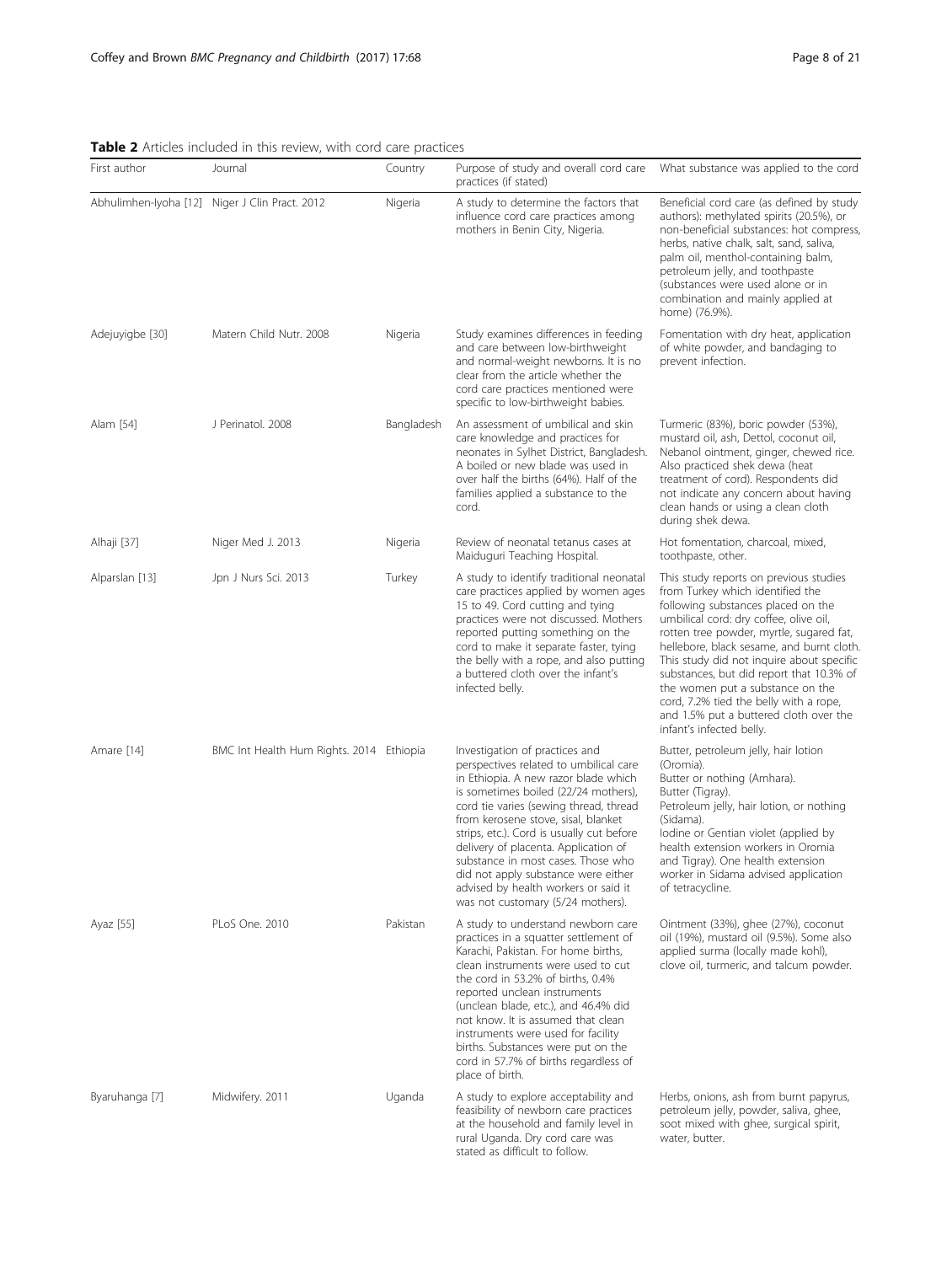**Table 2** Articles included in this review, with cord care practices

| First author | Journal | Country | Purpose of study and overall cord care practices (if stated) | What substance was applied to the cord |
|---|---|---|---|---|
| Abhulimhen-Iyoha [12] | Niger J Clin Pract. 2012 | Nigeria | A study to determine the factors that influence cord care practices among mothers in Benin City, Nigeria. | Beneficial cord care (as defined by study authors): methylated spirits (20.5%), or non-beneficial substances: hot compress, herbs, native chalk, salt, sand, saliva, palm oil, menthol-containing balm, petroleum jelly, and toothpaste (substances were used alone or in combination and mainly applied at home) (76.9%). |
| Adejuyigbe [30] | Matern Child Nutr. 2008 | Nigeria | Study examines differences in feeding and care between low-birthweight and normal-weight newborns. It is no clear from the article whether the cord care practices mentioned were specific to low-birthweight babies. | Fomentation with dry heat, application of white powder, and bandaging to prevent infection. |
| Alam [54] | J Perinatol. 2008 | Bangladesh | An assessment of umbilical and skin care knowledge and practices for neonates in Sylhet District, Bangladesh. A boiled or new blade was used in over half the births (64%). Half of the families applied a substance to the cord. | Turmeric (83%), boric powder (53%), mustard oil, ash, Dettol, coconut oil, Nebanol ointment, ginger, chewed rice. Also practiced shek dewa (heat treatment of cord). Respondents did not indicate any concern about having clean hands or using a clean cloth during shek dewa. |
| Alhaji [37] | Niger Med J. 2013 | Nigeria | Review of neonatal tetanus cases at Maiduguri Teaching Hospital. | Hot fomentation, charcoal, mixed, toothpaste, other. |
| Alparslan [13] | Jpn J Nurs Sci. 2013 | Turkey | A study to identify traditional neonatal care practices applied by women ages 15 to 49. Cord cutting and tying practices were not discussed. Mothers reported putting something on the cord to make it separate faster, tying the belly with a rope, and also putting a buttered cloth over the infant's infected belly. | This study reports on previous studies from Turkey which identified the following substances placed on the umbilical cord: dry coffee, olive oil, rotten tree powder, myrtle, sugared fat, hellebore, black sesame, and burnt cloth. This study did not inquire about specific substances, but did report that 10.3% of the women put a substance on the cord, 7.2% tied the belly with a rope, and 1.5% put a buttered cloth over the infant's infected belly. |
| Amare [14] | BMC Int Health Hum Rights. 2014 | Ethiopia | Investigation of practices and perspectives related to umbilical care in Ethiopia. A new razor blade which is sometimes boiled (22/24 mothers), cord tie varies (sewing thread, thread from kerosene stove, sisal, blanket strips, etc.). Cord is usually cut before delivery of placenta. Application of substance in most cases. Those who did not apply substance were either advised by health workers or said it was not customary (5/24 mothers). | Butter, petroleum jelly, hair lotion (Oromia).<br>Butter or nothing (Amhara).<br>Butter (Tigray).<br>Petroleum jelly, hair lotion, or nothing (Sidama).<br>Iodine or Gentian violet (applied by health extension workers in Oromia and Tigray). One health extension worker in Sidama advised application of tetracycline. |
| Ayaz [55] | PLoS One. 2010 | Pakistan | A study to understand newborn care practices in a squatter settlement of Karachi, Pakistan. For home births, clean instruments were used to cut the cord in 53.2% of births, 0.4% reported unclean instruments (unclean blade, etc.), and 46.4% did not know. It is assumed that clean instruments were used for facility births. Substances were put on the cord in 57.7% of births regardless of place of birth. | Ointment (33%), ghee (27%), coconut oil (19%), mustard oil (9.5%). Some also applied surma (locally made kohl), clove oil, turmeric, and talcum powder. |
| Byaruhanga [7] | Midwifery. 2011 | Uganda | A study to explore acceptability and feasibility of newborn care practices at the household and family level in rural Uganda. Dry cord care was stated as difficult to follow. | Herbs, onions, ash from burnt papyrus, petroleum jelly, powder, saliva, ghee, soot mixed with ghee, surgical spirit, water, butter. |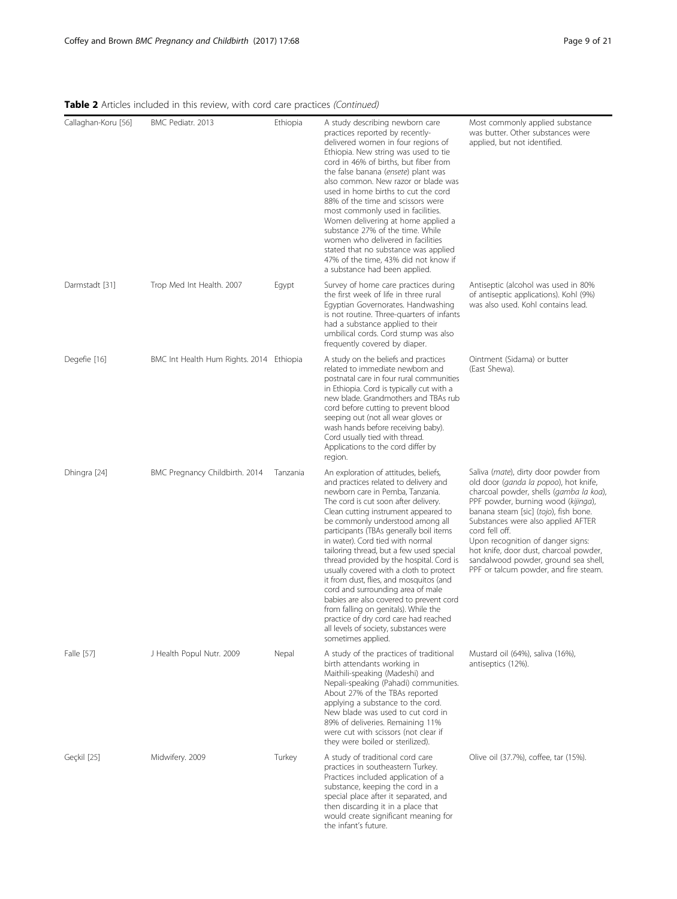**Table 2** Articles included in this review, with cord care practices *(Continued)*

| | | | | |
|---|---|---|---|---|
| Callaghan-Koru [56] | BMC Pediatr. 2013 | Ethiopia | A study describing newborn care practices reported by recently-delivered women in four regions of Ethiopia. New string was used to tie cord in 46% of births, but fiber from the false banana (*ensete*) plant was also common. New razor or blade was used in home births to cut the cord 88% of the time and scissors were most commonly used in facilities. Women delivering at home applied a substance 27% of the time. While women who delivered in facilities stated that no substance was applied 47% of the time, 43% did not know if a substance had been applied. | Most commonly applied substance was butter. Other substances were applied, but not identified. |
| Darmstadt [31] | Trop Med Int Health. 2007 | Egypt | Survey of home care practices during the first week of life in three rural Egyptian Governorates. Handwashing is not routine. Three-quarters of infants had a substance applied to their umbilical cords. Cord stump was also frequently covered by diaper. | Antiseptic (alcohol was used in 80% of antiseptic applications). Kohl (9%) was also used. Kohl contains lead. |
| Degefie [16] | BMC Int Health Hum Rights. 2014 | Ethiopia | A study on the beliefs and practices related to immediate newborn and postnatal care in four rural communities in Ethiopia. Cord is typically cut with a new blade. Grandmothers and TBAs rub cord before cutting to prevent blood seeping out (not all wear gloves or wash hands before receiving baby). Cord usually tied with thread. Applications to the cord differ by region. | Ointment (Sidama) or butter (East Shewa). |
| Dhingra [24] | BMC Pregnancy Childbirth. 2014 | Tanzania | An exploration of attitudes, beliefs, and practices related to delivery and newborn care in Pemba, Tanzania. The cord is cut soon after delivery. Clean cutting instrument appeared to be commonly understood among all participants (TBAs generally boil items in water). Cord tied with normal tailoring thread, but a few used special thread provided by the hospital. Cord is usually covered with a cloth to protect it from dust, flies, and mosquitos (and cord and surrounding area of male babies are also covered to prevent cord from falling on genitals). While the practice of dry cord care had reached all levels of society, substances were sometimes applied. | Saliva (*mate*), dirty door powder from old door (*ganda la popoo*), hot knife, charcoal powder, shells (*gamba la koa*), PPF powder, burning wood (*kijinga*), banana steam [sic] (*tojo*), fish bone. Substances were also applied AFTER cord fell off. Upon recognition of danger signs: hot knife, door dust, charcoal powder, sandalwood powder, ground sea shell, PPF or talcum powder, and fire steam. |
| Falle [57] | J Health Popul Nutr. 2009 | Nepal | A study of the practices of traditional birth attendants working in Maithili-speaking (Madeshi) and Nepali-speaking (Pahadi) communities. About 27% of the TBAs reported applying a substance to the cord. New blade was used to cut cord in 89% of deliveries. Remaining 11% were cut with scissors (not clear if they were boiled or sterilized). | Mustard oil (64%), saliva (16%), antiseptics (12%). |
| Geçkil [25] | Midwifery. 2009 | Turkey | A study of traditional cord care practices in southeastern Turkey. Practices included application of a substance, keeping the cord in a special place after it separated, and then discarding it in a place that would create significant meaning for the infant's future. | Olive oil (37.7%), coffee, tar (15%). |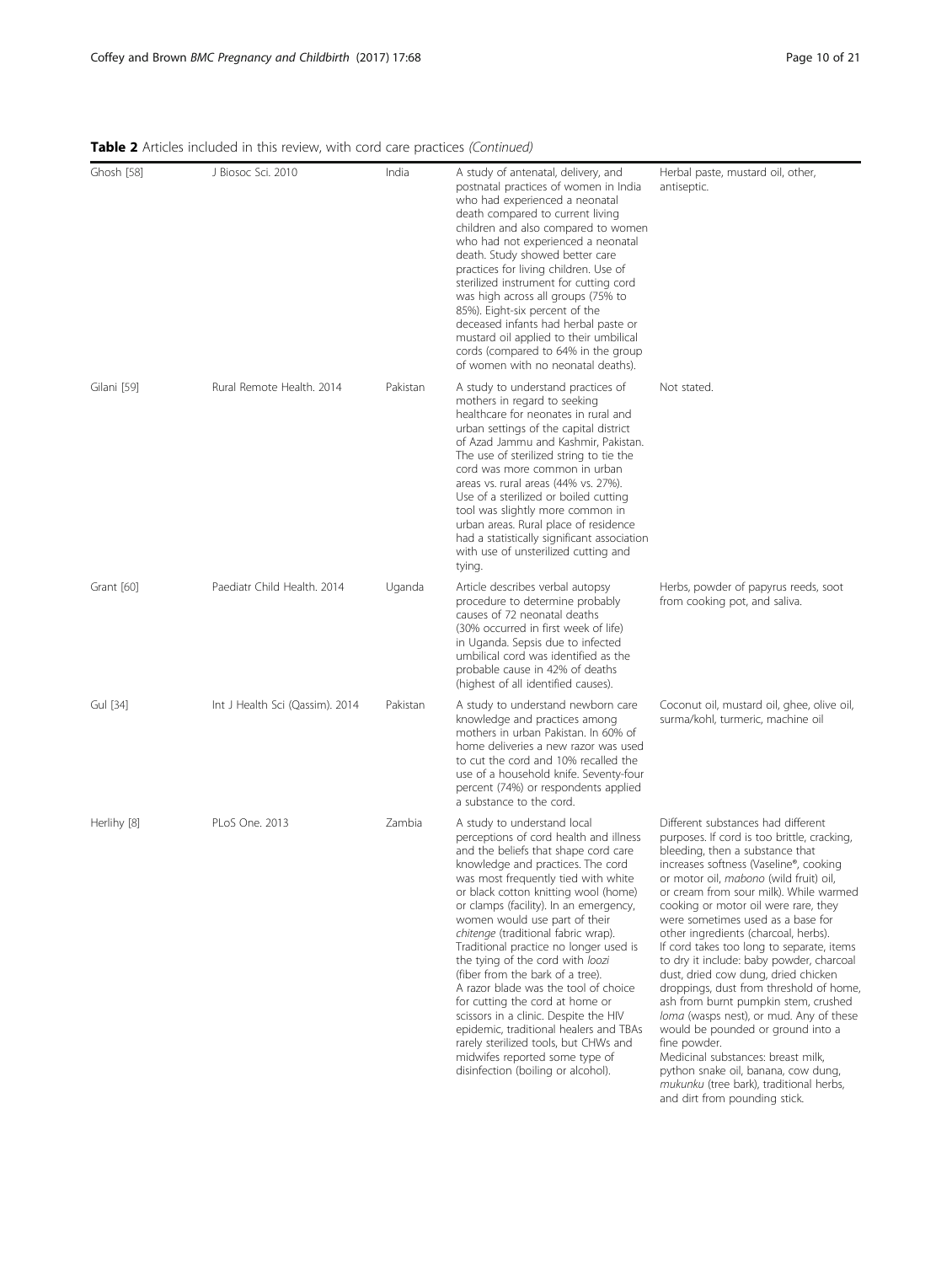**Table 2** Articles included in this review, with cord care practices *(Continued)*

| | | | | |
|---|---|---|---|---|
| Ghosh [58] | J Biosoc Sci. 2010 | India | A study of antenatal, delivery, and postnatal practices of women in India who had experienced a neonatal death compared to current living children and also compared to women who had not experienced a neonatal death. Study showed better care practices for living children. Use of sterilized instrument for cutting cord was high across all groups (75% to 85%). Eight-six percent of the deceased infants had herbal paste or mustard oil applied to their umbilical cords (compared to 64% in the group of women with no neonatal deaths). | Herbal paste, mustard oil, other, antiseptic. |
| Gilani [59] | Rural Remote Health. 2014 | Pakistan | A study to understand practices of mothers in regard to seeking healthcare for neonates in rural and urban settings of the capital district of Azad Jammu and Kashmir, Pakistan. The use of sterilized string to tie the cord was more common in urban areas vs. rural areas (44% vs. 27%). Use of a sterilized or boiled cutting tool was slightly more common in urban areas. Rural place of residence had a statistically significant association with use of unsterilized cutting and tying. | Not stated. |
| Grant [60] | Paediatr Child Health. 2014 | Uganda | Article describes verbal autopsy procedure to determine probably causes of 72 neonatal deaths (30% occurred in first week of life) in Uganda. Sepsis due to infected umbilical cord was identified as the probable cause in 42% of deaths (highest of all identified causes). | Herbs, powder of papyrus reeds, soot from cooking pot, and saliva. |
| Gul [34] | Int J Health Sci (Qassim). 2014 | Pakistan | A study to understand newborn care knowledge and practices among mothers in urban Pakistan. In 60% of home deliveries a new razor was used to cut the cord and 10% recalled the use of a household knife. Seventy-four percent (74%) or respondents applied a substance to the cord. | Coconut oil, mustard oil, ghee, olive oil, surma/kohl, turmeric, machine oil |
| Herlihy [8] | PLoS One. 2013 | Zambia | A study to understand local perceptions of cord health and illness and the beliefs that shape cord care knowledge and practices. The cord was most frequently tied with white or black cotton knitting wool (home) or clamps (facility). In an emergency, women would use part of their *chitenge* (traditional fabric wrap). Traditional practice no longer used is the tying of the cord with *loozi* (fiber from the bark of a tree). A razor blade was the tool of choice for cutting the cord at home or scissors in a clinic. Despite the HIV epidemic, traditional healers and TBAs rarely sterilized tools, but CHWs and midwifes reported some type of disinfection (boiling or alcohol). | Different substances had different purposes. If cord is too brittle, cracking, bleeding, then a substance that increases softness (Vaseline®, cooking or motor oil, *mabono* (wild fruit) oil, or cream from sour milk). While warmed cooking or motor oil were rare, they were sometimes used as a base for other ingredients (charcoal, herbs). If cord takes too long to separate, items to dry it include: baby powder, charcoal dust, dried cow dung, dried chicken droppings, dust from threshold of home, ash from burnt pumpkin stem, crushed *loma* (wasps nest), or mud. Any of these would be pounded or ground into a fine powder. Medicinal substances: breast milk, python snake oil, banana, cow dung, *mukunku* (tree bark), traditional herbs, and dirt from pounding stick. |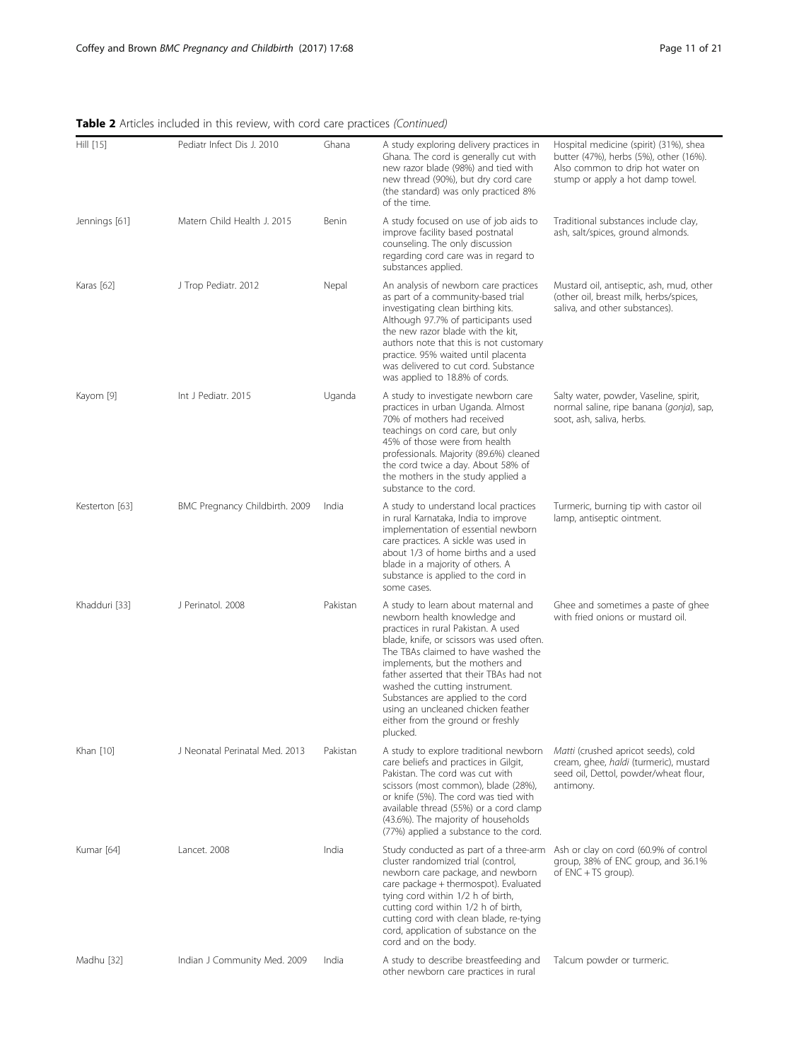**Table 2** Articles included in this review, with cord care practices *(Continued)*

| | | | | |
|---|---|---|---|---|
| Hill [15] | Pediatr Infect Dis J. 2010 | Ghana | A study exploring delivery practices in Ghana. The cord is generally cut with new razor blade (98%) and tied with new thread (90%), but dry cord care (the standard) was only practiced 8% of the time. | Hospital medicine (spirit) (31%), shea butter (47%), herbs (5%), other (16%). Also common to drip hot water on stump or apply a hot damp towel. |
| Jennings [61] | Matern Child Health J. 2015 | Benin | A study focused on use of job aids to improve facility based postnatal counseling. The only discussion regarding cord care was in regard to substances applied. | Traditional substances include clay, ash, salt/spices, ground almonds. |
| Karas [62] | J Trop Pediatr. 2012 | Nepal | An analysis of newborn care practices as part of a community-based trial investigating clean birthing kits. Although 97.7% of participants used the new razor blade with the kit, authors note that this is not customary practice. 95% waited until placenta was delivered to cut cord. Substance was applied to 18.8% of cords. | Mustard oil, antiseptic, ash, mud, other (other oil, breast milk, herbs/spices, saliva, and other substances). |
| Kayom [9] | Int J Pediatr. 2015 | Uganda | A study to investigate newborn care practices in urban Uganda. Almost 70% of mothers had received teachings on cord care, but only 45% of those were from health professionals. Majority (89.6%) cleaned the cord twice a day. About 58% of the mothers in the study applied a substance to the cord. | Salty water, powder, Vaseline, spirit, normal saline, ripe banana (*gonja*), sap, soot, ash, saliva, herbs. |
| Kesterton [63] | BMC Pregnancy Childbirth. 2009 | India | A study to understand local practices in rural Karnataka, India to improve implementation of essential newborn care practices. A sickle was used in about 1/3 of home births and a used blade in a majority of others. A substance is applied to the cord in some cases. | Turmeric, burning tip with castor oil lamp, antiseptic ointment. |
| Khadduri [33] | J Perinatol. 2008 | Pakistan | A study to learn about maternal and newborn health knowledge and practices in rural Pakistan. A used blade, knife, or scissors was used often. The TBAs claimed to have washed the implements, but the mothers and father asserted that their TBAs had not washed the cutting instrument. Substances are applied to the cord using an uncleaned chicken feather either from the ground or freshly plucked. | Ghee and sometimes a paste of ghee with fried onions or mustard oil. |
| Khan [10] | J Neonatal Perinatal Med. 2013 | Pakistan | A study to explore traditional newborn care beliefs and practices in Gilgit, Pakistan. The cord was cut with scissors (most common), blade (28%), or knife (5%). The cord was tied with available thread (55%) or a cord clamp (43.6%). The majority of households (77%) applied a substance to the cord. | *Matti* (crushed apricot seeds), cold cream, ghee, *haldi* (turmeric), mustard seed oil, Dettol, powder/wheat flour, antimony. |
| Kumar [64] | Lancet. 2008 | India | Study conducted as part of a three-arm cluster randomized trial (control, newborn care package, and newborn care package + thermospot). Evaluated tying cord within 1/2 h of birth, cutting cord within 1/2 h of birth, cutting cord with clean blade, re-tying cord, application of substance on the cord and on the body. | Ash or clay on cord (60.9% of control group, 38% of ENC group, and 36.1% of ENC + TS group). |
| Madhu [32] | Indian J Community Med. 2009 | India | A study to describe breastfeeding and other newborn care practices in rural | Talcum powder or turmeric. |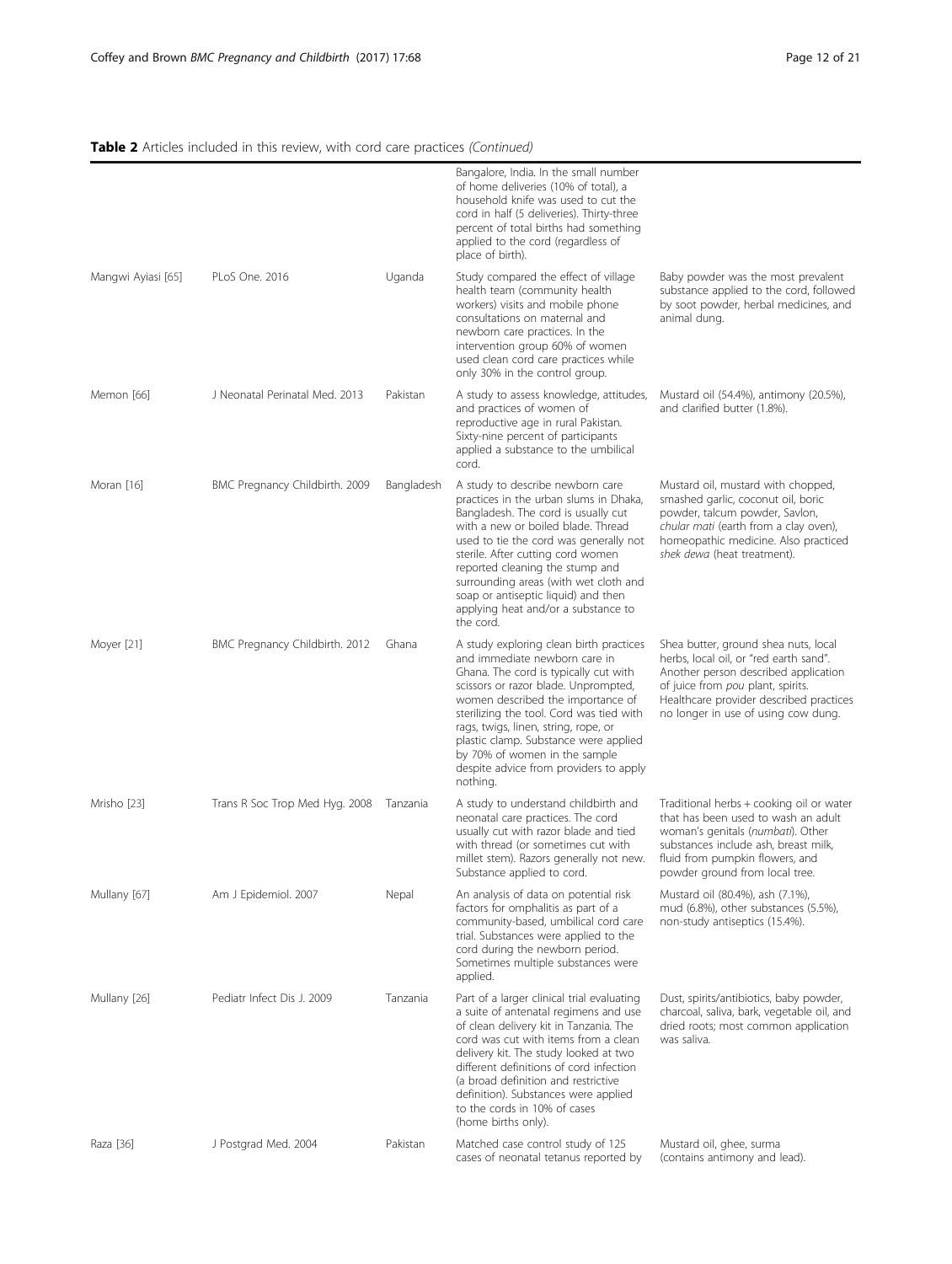**Table 2** Articles included in this review, with cord care practices *(Continued)*

| | | | | |
|---|---|---|---|---|
| | | | Bangalore, India. In the small number of home deliveries (10% of total), a household knife was used to cut the cord in half (5 deliveries). Thirty-three percent of total births had something applied to the cord (regardless of place of birth). | |
| Mangwi Ayiasi [65] | PLoS One. 2016 | Uganda | Study compared the effect of village health team (community health workers) visits and mobile phone consultations on maternal and newborn care practices. In the intervention group 60% of women used clean cord care practices while only 30% in the control group. | Baby powder was the most prevalent substance applied to the cord, followed by soot powder, herbal medicines, and animal dung. |
| Memon [66] | J Neonatal Perinatal Med. 2013 | Pakistan | A study to assess knowledge, attitudes, and practices of women of reproductive age in rural Pakistan. Sixty-nine percent of participants applied a substance to the umbilical cord. | Mustard oil (54.4%), antimony (20.5%), and clarified butter (1.8%). |
| Moran [16] | BMC Pregnancy Childbirth. 2009 | Bangladesh | A study to describe newborn care practices in the urban slums in Dhaka, Bangladesh. The cord is usually cut with a new or boiled blade. Thread used to tie the cord was generally not sterile. After cutting cord women reported cleaning the stump and surrounding areas (with wet cloth and soap or antiseptic liquid) and then applying heat and/or a substance to the cord. | Mustard oil, mustard with chopped, smashed garlic, coconut oil, boric powder, talcum powder, Savlon, *chular mati* (earth from a clay oven), homeopathic medicine. Also practiced *shek dewa* (heat treatment). |
| Moyer [21] | BMC Pregnancy Childbirth. 2012 | Ghana | A study exploring clean birth practices and immediate newborn care in Ghana. The cord is typically cut with scissors or razor blade. Unprompted, women described the importance of sterilizing the tool. Cord was tied with rags, twigs, linen, string, rope, or plastic clamp. Substance were applied by 70% of women in the sample despite advice from providers to apply nothing. | Shea butter, ground shea nuts, local herbs, local oil, or "red earth sand". Another person described application of juice from *pou* plant, spirits. Healthcare provider described practices no longer in use of using cow dung. |
| Mrisho [23] | Trans R Soc Trop Med Hyg. 2008 | Tanzania | A study to understand childbirth and neonatal care practices. The cord usually cut with razor blade and tied with thread (or sometimes cut with millet stem). Razors generally not new. Substance applied to cord. | Traditional herbs + cooking oil or water that has been used to wash an adult woman's genitals (*numbati*). Other substances include ash, breast milk, fluid from pumpkin flowers, and powder ground from local tree. |
| Mullany [67] | Am J Epidemiol. 2007 | Nepal | An analysis of data on potential risk factors for omphalitis as part of a community-based, umbilical cord care trial. Substances were applied to the cord during the newborn period. Sometimes multiple substances were applied. | Mustard oil (80.4%), ash (7.1%), mud (6.8%), other substances (5.5%), non-study antiseptics (15.4%). |
| Mullany [26] | Pediatr Infect Dis J. 2009 | Tanzania | Part of a larger clinical trial evaluating a suite of antenatal regimens and use of clean delivery kit in Tanzania. The cord was cut with items from a clean delivery kit. The study looked at two different definitions of cord infection (a broad definition and restrictive definition). Substances were applied to the cords in 10% of cases (home births only). | Dust, spirits/antibiotics, baby powder, charcoal, saliva, bark, vegetable oil, and dried roots; most common application was saliva. |
| Raza [36] | J Postgrad Med. 2004 | Pakistan | Matched case control study of 125 cases of neonatal tetanus reported by | Mustard oil, ghee, surma (contains antimony and lead). |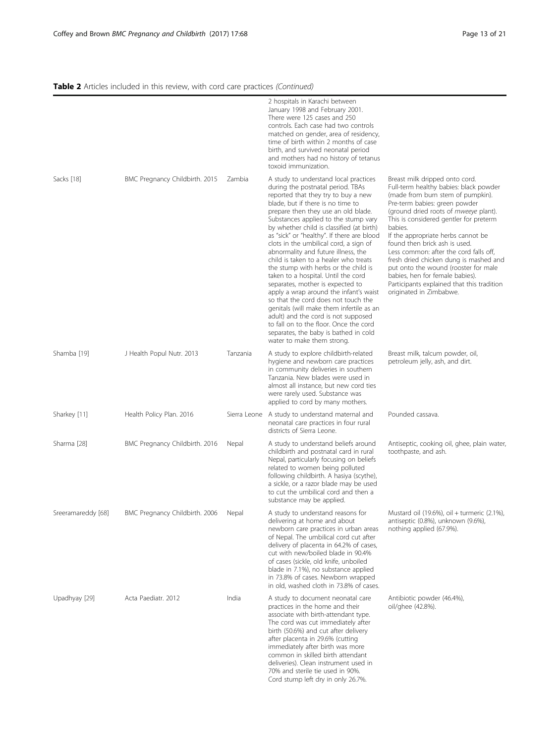**Table 2** Articles included in this review, with cord care practices *(Continued)*

| | | | | |
|---|---|---|---|---|
| | | | 2 hospitals in Karachi between January 1998 and February 2001. There were 125 cases and 250 controls. Each case had two controls matched on gender, area of residency, time of birth within 2 months of case birth, and survived neonatal period and mothers had no history of tetanus toxoid immunization. | |
| Sacks [18] | BMC Pregnancy Childbirth. 2015 | Zambia | A study to understand local practices during the postnatal period. TBAs reported that they try to buy a new blade, but if there is no time to prepare then they use an old blade. Substances applied to the stump vary by whether child is classified (at birth) as "sick" or "healthy". If there are blood clots in the umbilical cord, a sign of abnormality and future illness, the child is taken to a healer who treats the stump with herbs or the child is taken to a hospital. Until the cord separates, mother is expected to apply a wrap around the infant's waist so that the cord does not touch the genitals (will make them infertile as an adult) and the cord is not supposed to fall on to the floor. Once the cord separates, the baby is bathed in cold water to make them strong. | Breast milk dripped onto cord. Full-term healthy babies: black powder (made from burn stem of pumpkin). Pre-term babies: green powder (ground dried roots of *mweeye* plant). This is considered gentler for preterm babies. If the appropriate herbs cannot be found then brick ash is used. Less common: after the cord falls off, fresh dried chicken dung is mashed and put onto the wound (rooster for male babies, hen for female babies). Participants explained that this tradition originated in Zimbabwe. |
| Shamba [19] | J Health Popul Nutr. 2013 | Tanzania | A study to explore childbirth-related hygiene and newborn care practices in community deliveries in southern Tanzania. New blades were used in almost all instance, but new cord ties were rarely used. Substance was applied to cord by many mothers. | Breast milk, talcum powder, oil, petroleum jelly, ash, and dirt. |
| Sharkey [11] | Health Policy Plan. 2016 | Sierra Leone | A study to understand maternal and neonatal care practices in four rural districts of Sierra Leone. | Pounded cassava. |
| Sharma [28] | BMC Pregnancy Childbirth. 2016 | Nepal | A study to understand beliefs around childbirth and postnatal card in rural Nepal, particularly focusing on beliefs related to women being polluted following childbirth. A hasiya (scythe), a sickle, or a razor blade may be used to cut the umbilical cord and then a substance may be applied. | Antiseptic, cooking oil, ghee, plain water, toothpaste, and ash. |
| Sreeramareddy [68] | BMC Pregnancy Childbirth. 2006 | Nepal | A study to understand reasons for delivering at home and about newborn care practices in urban areas of Nepal. The umbilical cord cut after delivery of placenta in 64.2% of cases, cut with new/boiled blade in 90.4% of cases (sickle, old knife, unboiled blade in 7.1%), no substance applied in 73.8% of cases. Newborn wrapped in old, washed cloth in 73.8% of cases. | Mustard oil (19.6%), oil + turmeric (2.1%), antiseptic (0.8%), unknown (9.6%), nothing applied (67.9%). |
| Upadhyay [29] | Acta Paediatr. 2012 | India | A study to document neonatal care practices in the home and their associate with birth-attendant type. The cord was cut immediately after birth (50.6%) and cut after delivery after placenta in 29.6% (cutting immediately after birth was more common in skilled birth attendant deliveries). Clean instrument used in 70% and sterile tie used in 90%. Cord stump left dry in only 26.7%. | Antibiotic powder (46.4%), oil/ghee (42.8%). |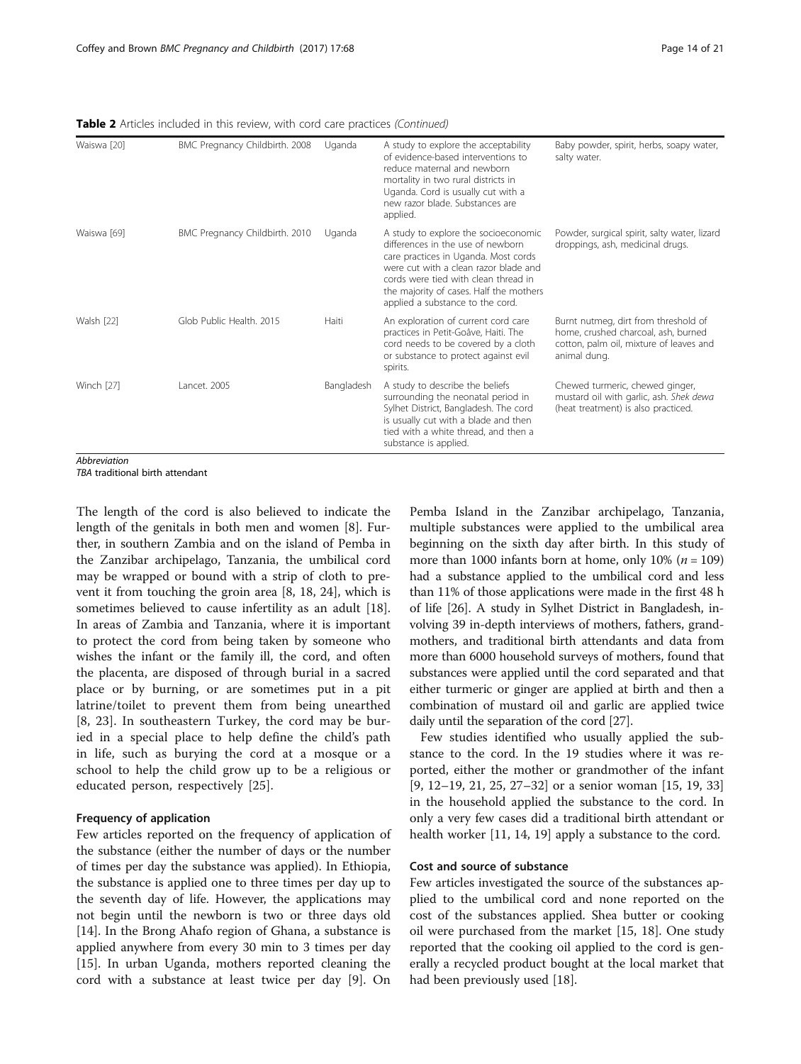**Table 2** Articles included in this review, with cord care practices *(Continued)*

| | | | | |
|---|---|---|---|---|
| Waiswa [20] | BMC Pregnancy Childbirth. 2008 | Uganda | A study to explore the acceptability of evidence-based interventions to reduce maternal and newborn mortality in two rural districts in Uganda. Cord is usually cut with a new razor blade. Substances are applied. | Baby powder, spirit, herbs, soapy water, salty water. |
| Waiswa [69] | BMC Pregnancy Childbirth. 2010 | Uganda | A study to explore the socioeconomic differences in the use of newborn care practices in Uganda. Most cords were cut with a clean razor blade and cords were tied with clean thread in the majority of cases. Half the mothers applied a substance to the cord. | Powder, surgical spirit, salty water, lizard droppings, ash, medicinal drugs. |
| Walsh [22] | Glob Public Health. 2015 | Haiti | An exploration of current cord care practices in Petit-Goâve, Haiti. The cord needs to be covered by a cloth or substance to protect against evil spirits. | Burnt nutmeg, dirt from threshold of home, crushed charcoal, ash, burned cotton, palm oil, mixture of leaves and animal dung. |
| Winch [27] | Lancet. 2005 | Bangladesh | A study to describe the beliefs surrounding the neonatal period in Sylhet District, Bangladesh. The cord is usually cut with a blade and then tied with a white thread, and then a substance is applied. | Chewed turmeric, chewed ginger, mustard oil with garlic, ash. *Shek dewa* (heat treatment) is also practiced. |

*Abbreviation*
*TBA* traditional birth attendant

The length of the cord is also believed to indicate the length of the genitals in both men and women [8]. Further, in southern Zambia and on the island of Pemba in the Zanzibar archipelago, Tanzania, the umbilical cord may be wrapped or bound with a strip of cloth to prevent it from touching the groin area [8, 18, 24], which is sometimes believed to cause infertility as an adult [18]. In areas of Zambia and Tanzania, where it is important to protect the cord from being taken by someone who wishes the infant or the family ill, the cord, and often the placenta, are disposed of through burial in a sacred place or by burning, or are sometimes put in a pit latrine/toilet to prevent them from being unearthed [8, 23]. In southeastern Turkey, the cord may be buried in a special place to help define the child's path in life, such as burying the cord at a mosque or a school to help the child grow up to be a religious or educated person, respectively [25].

### Frequency of application

Few articles reported on the frequency of application of the substance (either the number of days or the number of times per day the substance was applied). In Ethiopia, the substance is applied one to three times per day up to the seventh day of life. However, the applications may not begin until the newborn is two or three days old [14]. In the Brong Ahafo region of Ghana, a substance is applied anywhere from every 30 min to 3 times per day [15]. In urban Uganda, mothers reported cleaning the cord with a substance at least twice per day [9]. On Pemba Island in the Zanzibar archipelago, Tanzania, multiple substances were applied to the umbilical area beginning on the sixth day after birth. In this study of more than 1000 infants born at home, only 10% ($n = 109$) had a substance applied to the umbilical cord and less than 11% of those applications were made in the first 48 h of life [26]. A study in Sylhet District in Bangladesh, involving 39 in-depth interviews of mothers, fathers, grandmothers, and traditional birth attendants and data from more than 6000 household surveys of mothers, found that substances were applied until the cord separated and that either turmeric or ginger are applied at birth and then a combination of mustard oil and garlic are applied twice daily until the separation of the cord [27].

Few studies identified who usually applied the substance to the cord. In the 19 studies where it was reported, either the mother or grandmother of the infant [9, 12–19, 21, 25, 27–32] or a senior woman [15, 19, 33] in the household applied the substance to the cord. In only a very few cases did a traditional birth attendant or health worker [11, 14, 19] apply a substance to the cord.

### Cost and source of substance

Few articles investigated the source of the substances applied to the umbilical cord and none reported on the cost of the substances applied. Shea butter or cooking oil were purchased from the market [15, 18]. One study reported that the cooking oil applied to the cord is generally a recycled product bought at the local market that had been previously used [18].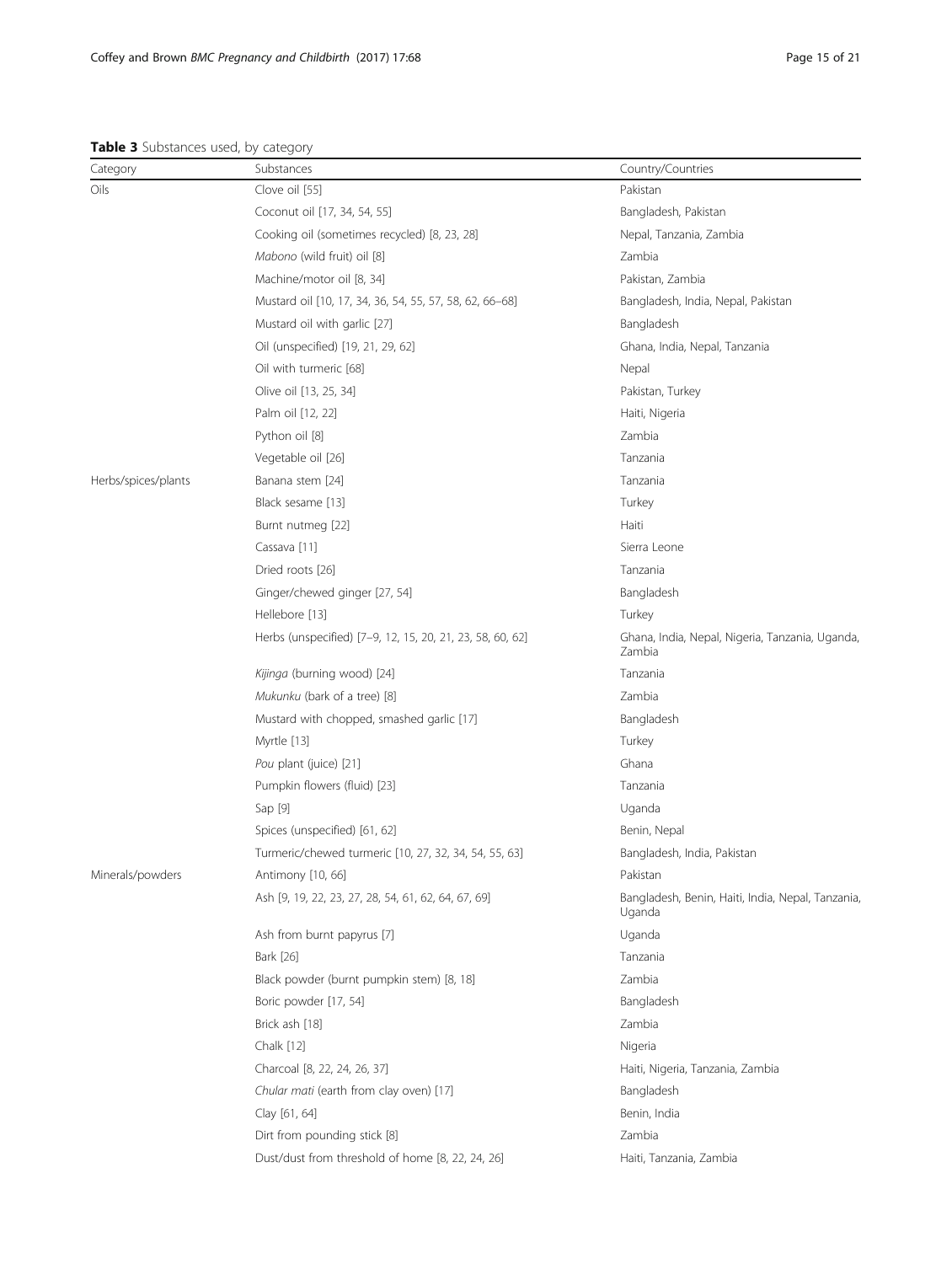**Table 3** Substances used, by category

| Category | Substances | Country/Countries |
|---|---|---|
| Oils | Clove oil [55] | Pakistan |
| | Coconut oil [17, 34, 54, 55] | Bangladesh, Pakistan |
| | Cooking oil (sometimes recycled) [8, 23, 28] | Nepal, Tanzania, Zambia |
| | *Mabono* (wild fruit) oil [8] | Zambia |
| | Machine/motor oil [8, 34] | Pakistan, Zambia |
| | Mustard oil [10, 17, 34, 36, 54, 55, 57, 58, 62, 66–68] | Bangladesh, India, Nepal, Pakistan |
| | Mustard oil with garlic [27] | Bangladesh |
| | Oil (unspecified) [19, 21, 29, 62] | Ghana, India, Nepal, Tanzania |
| | Oil with turmeric [68] | Nepal |
| | Olive oil [13, 25, 34] | Pakistan, Turkey |
| | Palm oil [12, 22] | Haiti, Nigeria |
| | Python oil [8] | Zambia |
| | Vegetable oil [26] | Tanzania |
| Herbs/spices/plants | Banana stem [24] | Tanzania |
| | Black sesame [13] | Turkey |
| | Burnt nutmeg [22] | Haiti |
| | Cassava [11] | Sierra Leone |
| | Dried roots [26] | Tanzania |
| | Ginger/chewed ginger [27, 54] | Bangladesh |
| | Hellebore [13] | Turkey |
| | Herbs (unspecified) [7–9, 12, 15, 20, 21, 23, 58, 60, 62] | Ghana, India, Nepal, Nigeria, Tanzania, Uganda, Zambia |
| | *Kijinga* (burning wood) [24] | Tanzania |
| | *Mukunku* (bark of a tree) [8] | Zambia |
| | Mustard with chopped, smashed garlic [17] | Bangladesh |
| | Myrtle [13] | Turkey |
| | *Pou* plant (juice) [21] | Ghana |
| | Pumpkin flowers (fluid) [23] | Tanzania |
| | Sap [9] | Uganda |
| | Spices (unspecified) [61, 62] | Benin, Nepal |
| | Turmeric/chewed turmeric [10, 27, 32, 34, 54, 55, 63] | Bangladesh, India, Pakistan |
| Minerals/powders | Antimony [10, 66] | Pakistan |
| | Ash [9, 19, 22, 23, 27, 28, 54, 61, 62, 64, 67, 69] | Bangladesh, Benin, Haiti, India, Nepal, Tanzania, Uganda |
| | Ash from burnt papyrus [7] | Uganda |
| | Bark [26] | Tanzania |
| | Black powder (burnt pumpkin stem) [8, 18] | Zambia |
| | Boric powder [17, 54] | Bangladesh |
| | Brick ash [18] | Zambia |
| | Chalk [12] | Nigeria |
| | Charcoal [8, 22, 24, 26, 37] | Haiti, Nigeria, Tanzania, Zambia |
| | *Chular mati* (earth from clay oven) [17] | Bangladesh |
| | Clay [61, 64] | Benin, India |
| | Dirt from pounding stick [8] | Zambia |
| | Dust/dust from threshold of home [8, 22, 24, 26] | Haiti, Tanzania, Zambia |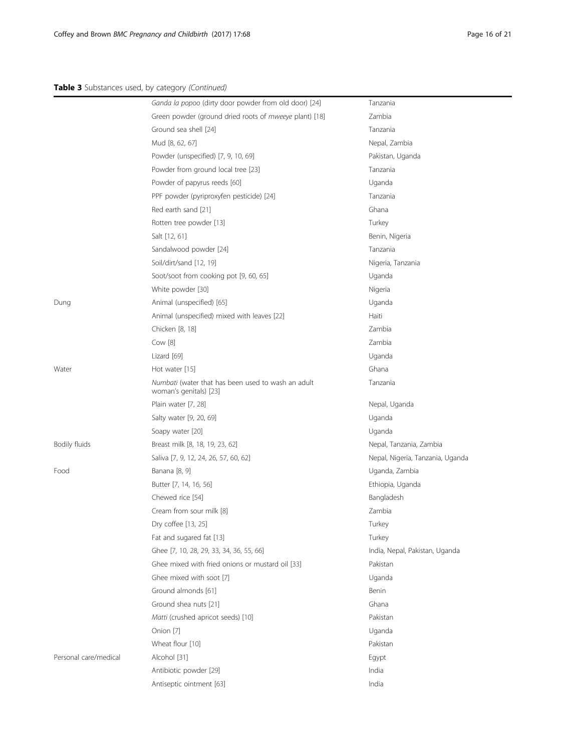**Table 3** Substances used, by category *(Continued)*

| | | |
|---|---|---|
| | *Ganda la popoo* (dirty door powder from old door) [24] | Tanzania |
| | Green powder (ground dried roots of *mweeye* plant) [18] | Zambia |
| | Ground sea shell [24] | Tanzania |
| | Mud [8, 62, 67] | Nepal, Zambia |
| | Powder (unspecified) [7, 9, 10, 69] | Pakistan, Uganda |
| | Powder from ground local tree [23] | Tanzania |
| | Powder of papyrus reeds [60] | Uganda |
| | PPF powder (pyriproxyfen pesticide) [24] | Tanzania |
| | Red earth sand [21] | Ghana |
| | Rotten tree powder [13] | Turkey |
| | Salt [12, 61] | Benin, Nigeria |
| | Sandalwood powder [24] | Tanzania |
| | Soil/dirt/sand [12, 19] | Nigeria, Tanzania |
| | Soot/soot from cooking pot [9, 60, 65] | Uganda |
| | White powder [30] | Nigeria |
| Dung | Animal (unspecified) [65] | Uganda |
| | Animal (unspecified) mixed with leaves [22] | Haiti |
| | Chicken [8, 18] | Zambia |
| | Cow [8] | Zambia |
| | Lizard [69] | Uganda |
| Water | Hot water [15] | Ghana |
| | *Numbati* (water that has been used to wash an adult woman's genitals) [23] | Tanzania |
| | Plain water [7, 28] | Nepal, Uganda |
| | Salty water [9, 20, 69] | Uganda |
| | Soapy water [20] | Uganda |
| Bodily fluids | Breast milk [8, 18, 19, 23, 62] | Nepal, Tanzania, Zambia |
| | Saliva [7, 9, 12, 24, 26, 57, 60, 62] | Nepal, Nigeria, Tanzania, Uganda |
| Food | Banana [8, 9] | Uganda, Zambia |
| | Butter [7, 14, 16, 56] | Ethiopia, Uganda |
| | Chewed rice [54] | Bangladesh |
| | Cream from sour milk [8] | Zambia |
| | Dry coffee [13, 25] | Turkey |
| | Fat and sugared fat [13] | Turkey |
| | Ghee [7, 10, 28, 29, 33, 34, 36, 55, 66] | India, Nepal, Pakistan, Uganda |
| | Ghee mixed with fried onions or mustard oil [33] | Pakistan |
| | Ghee mixed with soot [7] | Uganda |
| | Ground almonds [61] | Benin |
| | Ground shea nuts [21] | Ghana |
| | *Matti* (crushed apricot seeds) [10] | Pakistan |
| | Onion [7] | Uganda |
| | Wheat flour [10] | Pakistan |
| Personal care/medical | Alcohol [31] | Egypt |
| | Antibiotic powder [29] | India |
| | Antiseptic ointment [63] | India |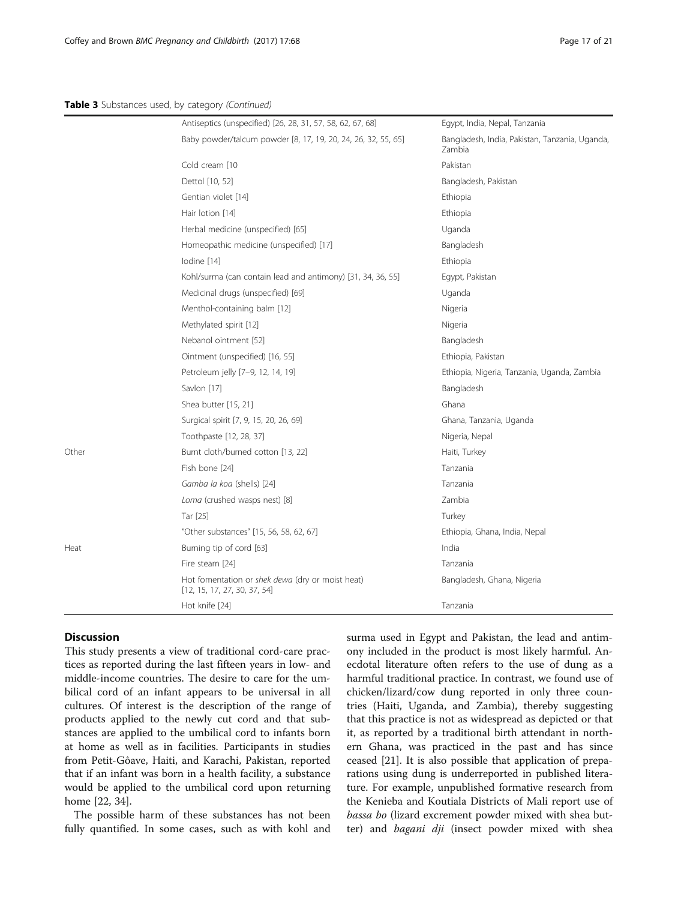**Table 3** Substances used, by category *(Continued)*

| | | |
|---|---|---|
| | Antiseptics (unspecified) [26, 28, 31, 57, 58, 62, 67, 68] | Egypt, India, Nepal, Tanzania |
| | Baby powder/talcum powder [8, 17, 19, 20, 24, 26, 32, 55, 65] | Bangladesh, India, Pakistan, Tanzania, Uganda, Zambia |
| | Cold cream [10 | Pakistan |
| | Dettol [10, 52] | Bangladesh, Pakistan |
| | Gentian violet [14] | Ethiopia |
| | Hair lotion [14] | Ethiopia |
| | Herbal medicine (unspecified) [65] | Uganda |
| | Homeopathic medicine (unspecified) [17] | Bangladesh |
| | Iodine [14] | Ethiopia |
| | Kohl/surma (can contain lead and antimony) [31, 34, 36, 55] | Egypt, Pakistan |
| | Medicinal drugs (unspecified) [69] | Uganda |
| | Menthol-containing balm [12] | Nigeria |
| | Methylated spirit [12] | Nigeria |
| | Nebanol ointment [52] | Bangladesh |
| | Ointment (unspecified) [16, 55] | Ethiopia, Pakistan |
| | Petroleum jelly [7–9, 12, 14, 19] | Ethiopia, Nigeria, Tanzania, Uganda, Zambia |
| | Savlon [17] | Bangladesh |
| | Shea butter [15, 21] | Ghana |
| | Surgical spirit [7, 9, 15, 20, 26, 69] | Ghana, Tanzania, Uganda |
| | Toothpaste [12, 28, 37] | Nigeria, Nepal |
| Other | Burnt cloth/burned cotton [13, 22] | Haiti, Turkey |
| | Fish bone [24] | Tanzania |
| | *Gamba la koa* (shells) [24] | Tanzania |
| | *Loma* (crushed wasps nest) [8] | Zambia |
| | Tar [25] | Turkey |
| | "Other substances" [15, 56, 58, 62, 67] | Ethiopia, Ghana, India, Nepal |
| Heat | Burning tip of cord [63] | India |
| | Fire steam [24] | Tanzania |
| | Hot fomentation or *shek dewa* (dry or moist heat) [12, 15, 17, 27, 30, 37, 54] | Bangladesh, Ghana, Nigeria |
| | Hot knife [24] | Tanzania |

## Discussion

This study presents a view of traditional cord-care practices as reported during the last fifteen years in low- and middle-income countries. The desire to care for the umbilical cord of an infant appears to be universal in all cultures. Of interest is the description of the range of products applied to the newly cut cord and that substances are applied to the umbilical cord to infants born at home as well as in facilities. Participants in studies from Petit-Gôave, Haiti, and Karachi, Pakistan, reported that if an infant was born in a health facility, a substance would be applied to the umbilical cord upon returning home [22, 34].

The possible harm of these substances has not been fully quantified. In some cases, such as with kohl and surma used in Egypt and Pakistan, the lead and antimony included in the product is most likely harmful. Anecdotal literature often refers to the use of dung as a harmful traditional practice. In contrast, we found use of chicken/lizard/cow dung reported in only three countries (Haiti, Uganda, and Zambia), thereby suggesting that this practice is not as widespread as depicted or that it, as reported by a traditional birth attendant in northern Ghana, was practiced in the past and has since ceased [21]. It is also possible that application of preparations using dung is underreported in published literature. For example, unpublished formative research from the Kenieba and Koutiala Districts of Mali report use of *bassa bo* (lizard excrement powder mixed with shea butter) and *bagani dji* (insect powder mixed with shea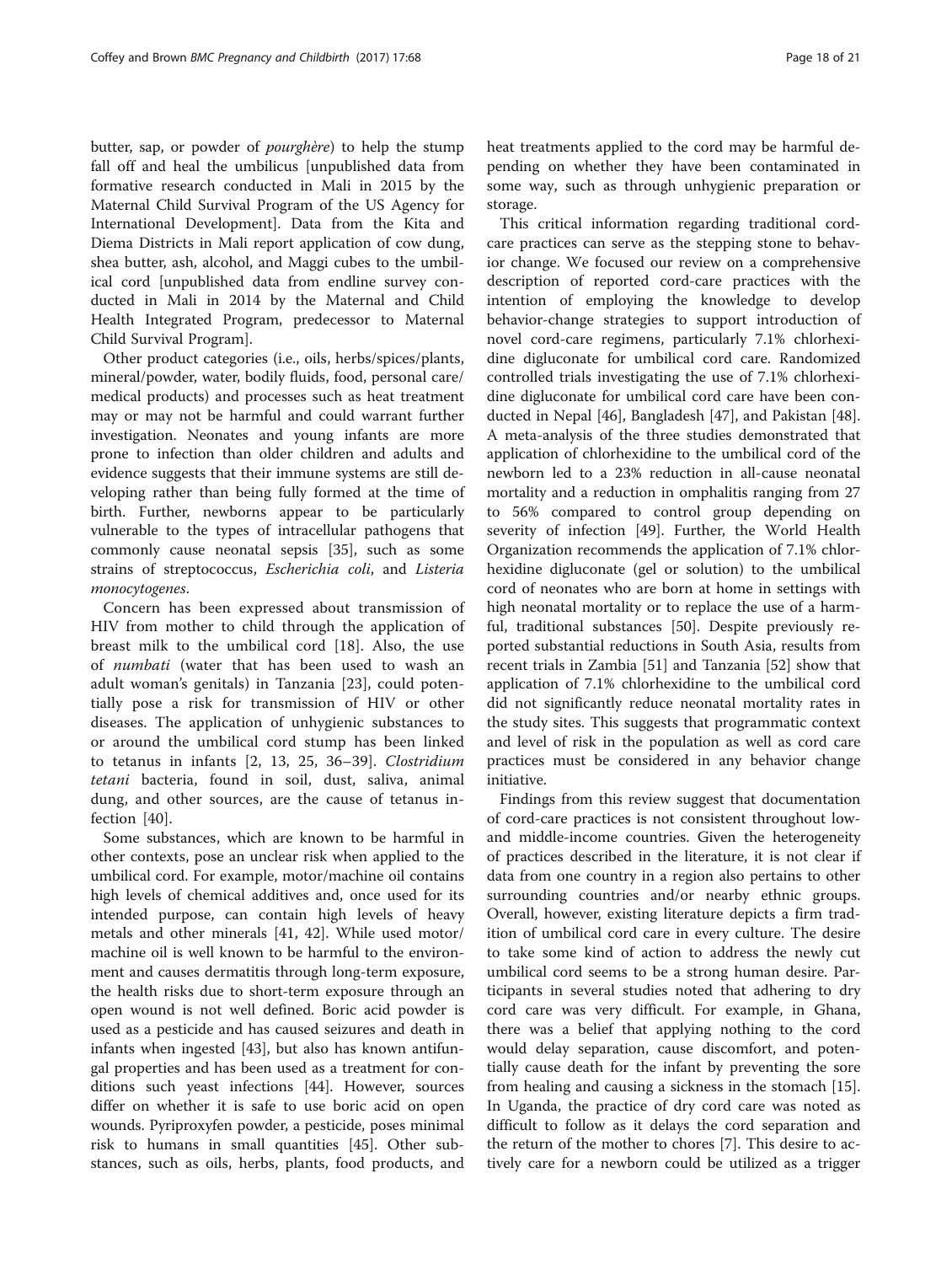butter, sap, or powder of *pourghère*) to help the stump fall off and heal the umbilicus [unpublished data from formative research conducted in Mali in 2015 by the Maternal Child Survival Program of the US Agency for International Development]. Data from the Kita and Diema Districts in Mali report application of cow dung, shea butter, ash, alcohol, and Maggi cubes to the umbilical cord [unpublished data from endline survey conducted in Mali in 2014 by the Maternal and Child Health Integrated Program, predecessor to Maternal Child Survival Program].

Other product categories (i.e., oils, herbs/spices/plants, mineral/powder, water, bodily fluids, food, personal care/medical products) and processes such as heat treatment may or may not be harmful and could warrant further investigation. Neonates and young infants are more prone to infection than older children and adults and evidence suggests that their immune systems are still developing rather than being fully formed at the time of birth. Further, newborns appear to be particularly vulnerable to the types of intracellular pathogens that commonly cause neonatal sepsis [35], such as some strains of streptococcus, *Escherichia coli*, and *Listeria monocytogenes*.

Concern has been expressed about transmission of HIV from mother to child through the application of breast milk to the umbilical cord [18]. Also, the use of *numbati* (water that has been used to wash an adult woman's genitals) in Tanzania [23], could potentially pose a risk for transmission of HIV or other diseases. The application of unhygienic substances to or around the umbilical cord stump has been linked to tetanus in infants [2, 13, 25, 36–39]. *Clostridium tetani* bacteria, found in soil, dust, saliva, animal dung, and other sources, are the cause of tetanus infection [40].

Some substances, which are known to be harmful in other contexts, pose an unclear risk when applied to the umbilical cord. For example, motor/machine oil contains high levels of chemical additives and, once used for its intended purpose, can contain high levels of heavy metals and other minerals [41, 42]. While used motor/machine oil is well known to be harmful to the environment and causes dermatitis through long-term exposure, the health risks due to short-term exposure through an open wound is not well defined. Boric acid powder is used as a pesticide and has caused seizures and death in infants when ingested [43], but also has known antifungal properties and has been used as a treatment for conditions such yeast infections [44]. However, sources differ on whether it is safe to use boric acid on open wounds. Pyriproxyfen powder, a pesticide, poses minimal risk to humans in small quantities [45]. Other substances, such as oils, herbs, plants, food products, and heat treatments applied to the cord may be harmful depending on whether they have been contaminated in some way, such as through unhygienic preparation or storage.

This critical information regarding traditional cord-care practices can serve as the stepping stone to behavior change. We focused our review on a comprehensive description of reported cord-care practices with the intention of employing the knowledge to develop behavior-change strategies to support introduction of novel cord-care regimens, particularly 7.1% chlorhexidine digluconate for umbilical cord care. Randomized controlled trials investigating the use of 7.1% chlorhexidine digluconate for umbilical cord care have been conducted in Nepal [46], Bangladesh [47], and Pakistan [48]. A meta-analysis of the three studies demonstrated that application of chlorhexidine to the umbilical cord of the newborn led to a 23% reduction in all-cause neonatal mortality and a reduction in omphalitis ranging from 27 to 56% compared to control group depending on severity of infection [49]. Further, the World Health Organization recommends the application of 7.1% chlorhexidine digluconate (gel or solution) to the umbilical cord of neonates who are born at home in settings with high neonatal mortality or to replace the use of a harmful, traditional substances [50]. Despite previously reported substantial reductions in South Asia, results from recent trials in Zambia [51] and Tanzania [52] show that application of 7.1% chlorhexidine to the umbilical cord did not significantly reduce neonatal mortality rates in the study sites. This suggests that programmatic context and level of risk in the population as well as cord care practices must be considered in any behavior change initiative.

Findings from this review suggest that documentation of cord-care practices is not consistent throughout low- and middle-income countries. Given the heterogeneity of practices described in the literature, it is not clear if data from one country in a region also pertains to other surrounding countries and/or nearby ethnic groups. Overall, however, existing literature depicts a firm tradition of umbilical cord care in every culture. The desire to take some kind of action to address the newly cut umbilical cord seems to be a strong human desire. Participants in several studies noted that adhering to dry cord care was very difficult. For example, in Ghana, there was a belief that applying nothing to the cord would delay separation, cause discomfort, and potentially cause death for the infant by preventing the sore from healing and causing a sickness in the stomach [15]. In Uganda, the practice of dry cord care was noted as difficult to follow as it delays the cord separation and the return of the mother to chores [7]. This desire to actively care for a newborn could be utilized as a trigger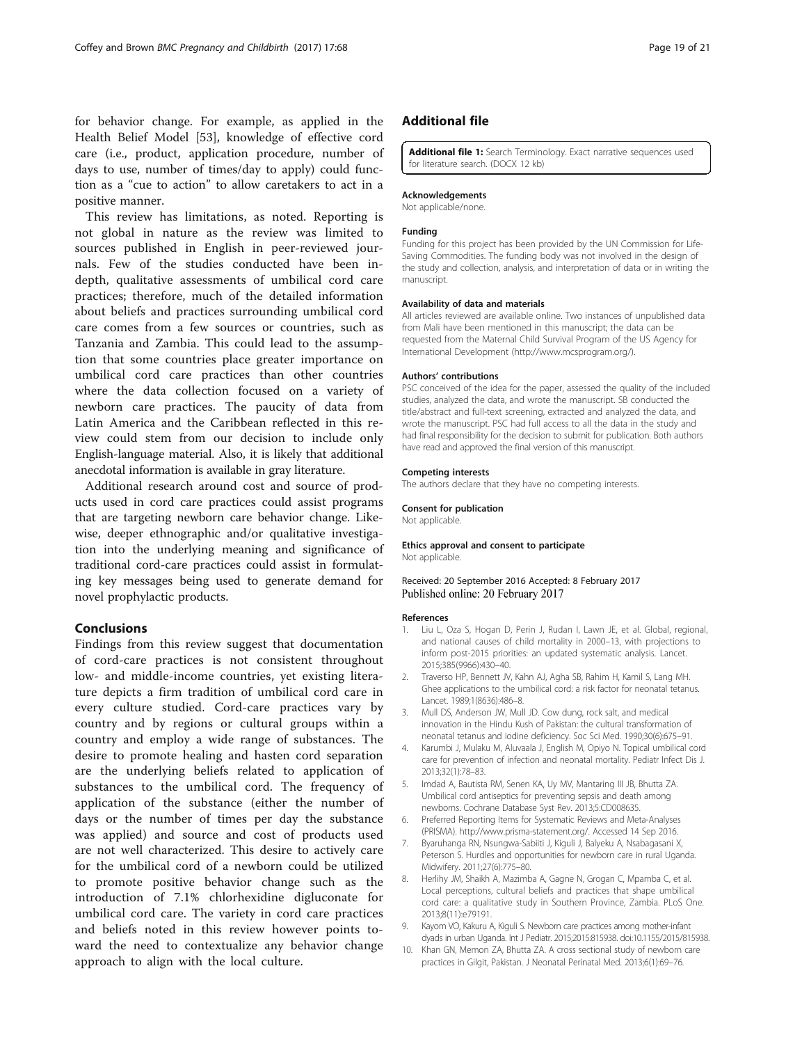for behavior change. For example, as applied in the Health Belief Model [53], knowledge of effective cord care (i.e., product, application procedure, number of days to use, number of times/day to apply) could function as a "cue to action" to allow caretakers to act in a positive manner.

This review has limitations, as noted. Reporting is not global in nature as the review was limited to sources published in English in peer-reviewed journals. Few of the studies conducted have been in-depth, qualitative assessments of umbilical cord care practices; therefore, much of the detailed information about beliefs and practices surrounding umbilical cord care comes from a few sources or countries, such as Tanzania and Zambia. This could lead to the assumption that some countries place greater importance on umbilical cord care practices than other countries where the data collection focused on a variety of newborn care practices. The paucity of data from Latin America and the Caribbean reflected in this review could stem from our decision to include only English-language material. Also, it is likely that additional anecdotal information is available in gray literature.

Additional research around cost and source of products used in cord care practices could assist programs that are targeting newborn care behavior change. Likewise, deeper ethnographic and/or qualitative investigation into the underlying meaning and significance of traditional cord-care practices could assist in formulating key messages being used to generate demand for novel prophylactic products.

## Conclusions

Findings from this review suggest that documentation of cord-care practices is not consistent throughout low- and middle-income countries, yet existing literature depicts a firm tradition of umbilical cord care in every culture studied. Cord-care practices vary by country and by regions or cultural groups within a country and employ a wide range of substances. The desire to promote healing and hasten cord separation are the underlying beliefs related to application of substances to the umbilical cord. The frequency of application of the substance (either the number of days or the number of times per day the substance was applied) and source and cost of products used are not well characterized. This desire to actively care for the umbilical cord of a newborn could be utilized to promote positive behavior change such as the introduction of 7.1% chlorhexidine digluconate for umbilical cord care. The variety in cord care practices and beliefs noted in this review however points toward the need to contextualize any behavior change approach to align with the local culture.

## Additional file

**Additional file 1:** Search Terminology. Exact narrative sequences used for literature search. (DOCX 12 kb)

#### Acknowledgements

Not applicable/none.

#### Funding

Funding for this project has been provided by the UN Commission for Life-Saving Commodities. The funding body was not involved in the design of the study and collection, analysis, and interpretation of data or in writing the manuscript.

#### Availability of data and materials

All articles reviewed are available online. Two instances of unpublished data from Mali have been mentioned in this manuscript; the data can be requested from the Maternal Child Survival Program of the US Agency for International Development (http://www.mcsprogram.org/).

#### Authors' contributions

PSC conceived of the idea for the paper, assessed the quality of the included studies, analyzed the data, and wrote the manuscript. SB conducted the title/abstract and full-text screening, extracted and analyzed the data, and wrote the manuscript. PSC had full access to all the data in the study and had final responsibility for the decision to submit for publication. Both authors have read and approved the final version of this manuscript.

#### Competing interests

The authors declare that they have no competing interests.

#### Consent for publication

Not applicable.

#### Ethics approval and consent to participate

Not applicable.

Received: 20 September 2016 Accepted: 8 February 2017
Published online: 20 February 2017

#### References

1. Liu L, Oza S, Hogan D, Perin J, Rudan I, Lawn JE, et al. Global, regional, and national causes of child mortality in 2000–13, with projections to inform post-2015 priorities: an updated systematic analysis. Lancet. 2015;385(9966):430–40.
2. Traverso HP, Bennett JV, Kahn AJ, Agha SB, Rahim H, Kamil S, Lang MH. Ghee applications to the umbilical cord: a risk factor for neonatal tetanus. Lancet. 1989;1(8636):486–8.
3. Mull DS, Anderson JW, Mull JD. Cow dung, rock salt, and medical innovation in the Hindu Kush of Pakistan: the cultural transformation of neonatal tetanus and iodine deficiency. Soc Sci Med. 1990;30(6):675–91.
4. Karumbi J, Mulaku M, Aluvaala J, English M, Opiyo N. Topical umbilical cord care for prevention of infection and neonatal mortality. Pediatr Infect Dis J. 2013;32(1):78–83.
5. Imdad A, Bautista RM, Senen KA, Uy MV, Mantaring III JB, Bhutta ZA. Umbilical cord antiseptics for preventing sepsis and death among newborns. Cochrane Database Syst Rev. 2013;5:CD008635.
6. Preferred Reporting Items for Systematic Reviews and Meta-Analyses (PRISMA). http://www.prisma-statement.org/. Accessed 14 Sep 2016.
7. Byaruhanga RN, Nsungwa-Sabiiti J, Kiguli J, Balyeku A, Nsabagasani X, Peterson S. Hurdles and opportunities for newborn care in rural Uganda. Midwifery. 2011;27(6):775–80.
8. Herlihy JM, Shaikh A, Mazimba A, Gagne N, Grogan C, Mpamba C, et al. Local perceptions, cultural beliefs and practices that shape umbilical cord care: a qualitative study in Southern Province, Zambia. PLoS One. 2013;8(11):e79191.
9. Kayom VO, Kakuru A, Kiguli S. Newborn care practices among mother-infant dyads in urban Uganda. Int J Pediatr. 2015;2015:815938. doi:10.1155/2015/815938.
10. Khan GN, Memon ZA, Bhutta ZA. A cross sectional study of newborn care practices in Gilgit, Pakistan. J Neonatal Perinatal Med. 2013;6(1):69–76.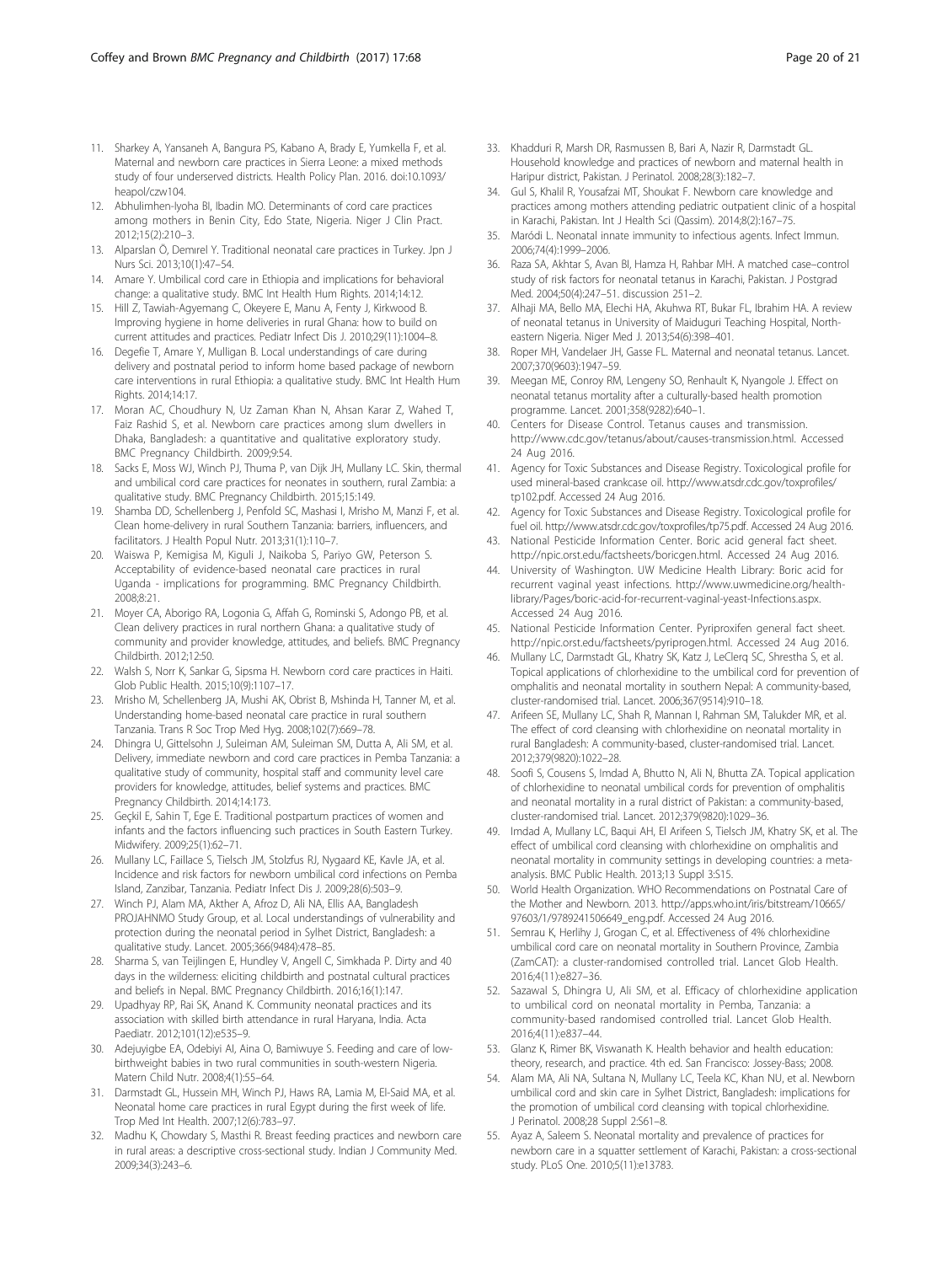11. Sharkey A, Yansaneh A, Bangura PS, Kabano A, Brady E, Yumkella F, et al. Maternal and newborn care practices in Sierra Leone: a mixed methods study of four underserved districts. Health Policy Plan. 2016. doi:10.1093/heapol/czw104.
12. Abhulimhen-Iyoha BI, Ibadin MO. Determinants of cord care practices among mothers in Benin City, Edo State, Nigeria. Niger J Clin Pract. 2012;15(2):210–3.
13. Alparslan Ö, Demırel Y. Traditional neonatal care practices in Turkey. Jpn J Nurs Sci. 2013;10(1):47–54.
14. Amare Y. Umbilical cord care in Ethiopia and implications for behavioral change: a qualitative study. BMC Int Health Hum Rights. 2014;14:12.
15. Hill Z, Tawiah-Agyemang C, Okeyere E, Manu A, Fenty J, Kirkwood B. Improving hygiene in home deliveries in rural Ghana: how to build on current attitudes and practices. Pediatr Infect Dis J. 2010;29(11):1004–8.
16. Degefie T, Amare Y, Mulligan B. Local understandings of care during delivery and postnatal period to inform home based package of newborn care interventions in rural Ethiopia: a qualitative study. BMC Int Health Hum Rights. 2014;14:17.
17. Moran AC, Choudhury N, Uz Zaman Khan N, Ahsan Karar Z, Wahed T, Faiz Rashid S, et al. Newborn care practices among slum dwellers in Dhaka, Bangladesh: a quantitative and qualitative exploratory study. BMC Pregnancy Childbirth. 2009;9:54.
18. Sacks E, Moss WJ, Winch PJ, Thuma P, van Dijk JH, Mullany LC. Skin, thermal and umbilical cord care practices for neonates in southern, rural Zambia: a qualitative study. BMC Pregnancy Childbirth. 2015;15:149.
19. Shamba DD, Schellenberg J, Penfold SC, Mashasi I, Mrisho M, Manzi F, et al. Clean home-delivery in rural Southern Tanzania: barriers, influencers, and facilitators. J Health Popul Nutr. 2013;31(1):110–7.
20. Waiswa P, Kemigisa M, Kiguli J, Naikoba S, Pariyo GW, Peterson S. Acceptability of evidence-based neonatal care practices in rural Uganda - implications for programming. BMC Pregnancy Childbirth. 2008;8:21.
21. Moyer CA, Aborigo RA, Logonia G, Affah G, Rominski S, Adongo PB, et al. Clean delivery practices in rural northern Ghana: a qualitative study of community and provider knowledge, attitudes, and beliefs. BMC Pregnancy Childbirth. 2012;12:50.
22. Walsh S, Norr K, Sankar G, Sipsma H. Newborn cord care practices in Haiti. Glob Public Health. 2015;10(9):1107–17.
23. Mrisho M, Schellenberg JA, Mushi AK, Obrist B, Mshinda H, Tanner M, et al. Understanding home-based neonatal care practice in rural southern Tanzania. Trans R Soc Trop Med Hyg. 2008;102(7):669–78.
24. Dhingra U, Gittelsohn J, Suleiman AM, Suleiman SM, Dutta A, Ali SM, et al. Delivery, immediate newborn and cord care practices in Pemba Tanzania: a qualitative study of community, hospital staff and community level care providers for knowledge, attitudes, belief systems and practices. BMC Pregnancy Childbirth. 2014;14:173.
25. Geçkil E, Sahin T, Ege E. Traditional postpartum practices of women and infants and the factors influencing such practices in South Eastern Turkey. Midwifery. 2009;25(1):62–71.
26. Mullany LC, Faillace S, Tielsch JM, Stolzfus RJ, Nygaard KE, Kavle JA, et al. Incidence and risk factors for newborn umbilical cord infections on Pemba Island, Zanzibar, Tanzania. Pediatr Infect Dis J. 2009;28(6):503–9.
27. Winch PJ, Alam MA, Akther A, Afroz D, Ali NA, Ellis AA, Bangladesh PROJAHNMO Study Group, et al. Local understandings of vulnerability and protection during the neonatal period in Sylhet District, Bangladesh: a qualitative study. Lancet. 2005;366(9484):478–85.
28. Sharma S, van Teijlingen E, Hundley V, Angell C, Simkhada P. Dirty and 40 days in the wilderness: eliciting childbirth and postnatal cultural practices and beliefs in Nepal. BMC Pregnancy Childbirth. 2016;16(1):147.
29. Upadhyay RP, Rai SK, Anand K. Community neonatal practices and its association with skilled birth attendance in rural Haryana, India. Acta Paediatr. 2012;101(12):e535–9.
30. Adejuyigbe EA, Odebiyi AI, Aina O, Bamiwuye S. Feeding and care of low-birthweight babies in two rural communities in south-western Nigeria. Matern Child Nutr. 2008;4(1):55–64.
31. Darmstadt GL, Hussein MH, Winch PJ, Haws RA, Lamia M, El-Said MA, et al. Neonatal home care practices in rural Egypt during the first week of life. Trop Med Int Health. 2007;12(6):783–97.
32. Madhu K, Chowdary S, Masthi R. Breast feeding practices and newborn care in rural areas: a descriptive cross-sectional study. Indian J Community Med. 2009;34(3):243–6.
33. Khadduri R, Marsh DR, Rasmussen B, Bari A, Nazir R, Darmstadt GL. Household knowledge and practices of newborn and maternal health in Haripur district, Pakistan. J Perinatol. 2008;28(3):182–7.
34. Gul S, Khalil R, Yousafzai MT, Shoukat F. Newborn care knowledge and practices among mothers attending pediatric outpatient clinic of a hospital in Karachi, Pakistan. Int J Health Sci (Qassim). 2014;8(2):167–75.
35. Maródi L. Neonatal innate immunity to infectious agents. Infect Immun. 2006;74(4):1999–2006.
36. Raza SA, Akhtar S, Avan BI, Hamza H, Rahbar MH. A matched case–control study of risk factors for neonatal tetanus in Karachi, Pakistan. J Postgrad Med. 2004;50(4):247–51. discussion 251–2.
37. Alhaji MA, Bello MA, Elechi HA, Akuhwa RT, Bukar FL, Ibrahim HA. A review of neonatal tetanus in University of Maiduguri Teaching Hospital, North-eastern Nigeria. Niger Med J. 2013;54(6):398–401.
38. Roper MH, Vandelaer JH, Gasse FL. Maternal and neonatal tetanus. Lancet. 2007;370(9603):1947–59.
39. Meegan ME, Conroy RM, Lengeny SO, Renhault K, Nyangole J. Effect on neonatal tetanus mortality after a culturally-based health promotion programme. Lancet. 2001;358(9282):640–1.
40. Centers for Disease Control. Tetanus causes and transmission. http://www.cdc.gov/tetanus/about/causes-transmission.html. Accessed 24 Aug 2016.
41. Agency for Toxic Substances and Disease Registry. Toxicological profile for used mineral-based crankcase oil. http://www.atsdr.cdc.gov/toxprofiles/tp102.pdf. Accessed 24 Aug 2016.
42. Agency for Toxic Substances and Disease Registry. Toxicological profile for fuel oil. http://www.atsdr.cdc.gov/toxprofiles/tp75.pdf. Accessed 24 Aug 2016.
43. National Pesticide Information Center. Boric acid general fact sheet. http://npic.orst.edu/factsheets/boricgen.html. Accessed 24 Aug 2016.
44. University of Washington. UW Medicine Health Library: Boric acid for recurrent vaginal yeast infections. http://www.uwmedicine.org/health-library/Pages/boric-acid-for-recurrent-vaginal-yeast-Infections.aspx. Accessed 24 Aug 2016.
45. National Pesticide Information Center. Pyriproxifen general fact sheet. http://npic.orst.edu/factsheets/pyriprogen.html. Accessed 24 Aug 2016.
46. Mullany LC, Darmstadt GL, Khatry SK, Katz J, LeClerq SC, Shrestha S, et al. Topical applications of chlorhexidine to the umbilical cord for prevention of omphalitis and neonatal mortality in southern Nepal: A community-based, cluster-randomised trial. Lancet. 2006;367(9514):910–18.
47. Arifeen SE, Mullany LC, Shah R, Mannan I, Rahman SM, Talukder MR, et al. The effect of cord cleansing with chlorhexidine on neonatal mortality in rural Bangladesh: A community-based, cluster-randomised trial. Lancet. 2012;379(9820):1022–28.
48. Soofi S, Cousens S, Imdad A, Bhutto N, Ali N, Bhutta ZA. Topical application of chlorhexidine to neonatal umbilical cords for prevention of omphalitis and neonatal mortality in a rural district of Pakistan: a community-based, cluster-randomised trial. Lancet. 2012;379(9820):1029–36.
49. Imdad A, Mullany LC, Baqui AH, El Arifeen S, Tielsch JM, Khatry SK, et al. The effect of umbilical cord cleansing with chlorhexidine on omphalitis and neonatal mortality in community settings in developing countries: a meta-analysis. BMC Public Health. 2013;13 Suppl 3:S15.
50. World Health Organization. WHO Recommendations on Postnatal Care of the Mother and Newborn. 2013. http://apps.who.int/iris/bitstream/10665/97603/1/9789241506649_eng.pdf. Accessed 24 Aug 2016.
51. Semrau K, Herlihy J, Grogan C, et al. Effectiveness of 4% chlorhexidine umbilical cord care on neonatal mortality in Southern Province, Zambia (ZamCAT): a cluster-randomised controlled trial. Lancet Glob Health. 2016;4(11):e827–36.
52. Sazawal S, Dhingra U, Ali SM, et al. Efficacy of chlorhexidine application to umbilical cord on neonatal mortality in Pemba, Tanzania: a community-based randomised controlled trial. Lancet Glob Health. 2016;4(11):e837–44.
53. Glanz K, Rimer BK, Viswanath K. Health behavior and health education: theory, research, and practice. 4th ed. San Francisco: Jossey-Bass; 2008.
54. Alam MA, Ali NA, Sultana N, Mullany LC, Teela KC, Khan NU, et al. Newborn umbilical cord and skin care in Sylhet District, Bangladesh: implications for the promotion of umbilical cord cleansing with topical chlorhexidine. J Perinatol. 2008;28 Suppl 2:S61–8.
55. Ayaz A, Saleem S. Neonatal mortality and prevalence of practices for newborn care in a squatter settlement of Karachi, Pakistan: a cross-sectional study. PLoS One. 2010;5(11):e13783.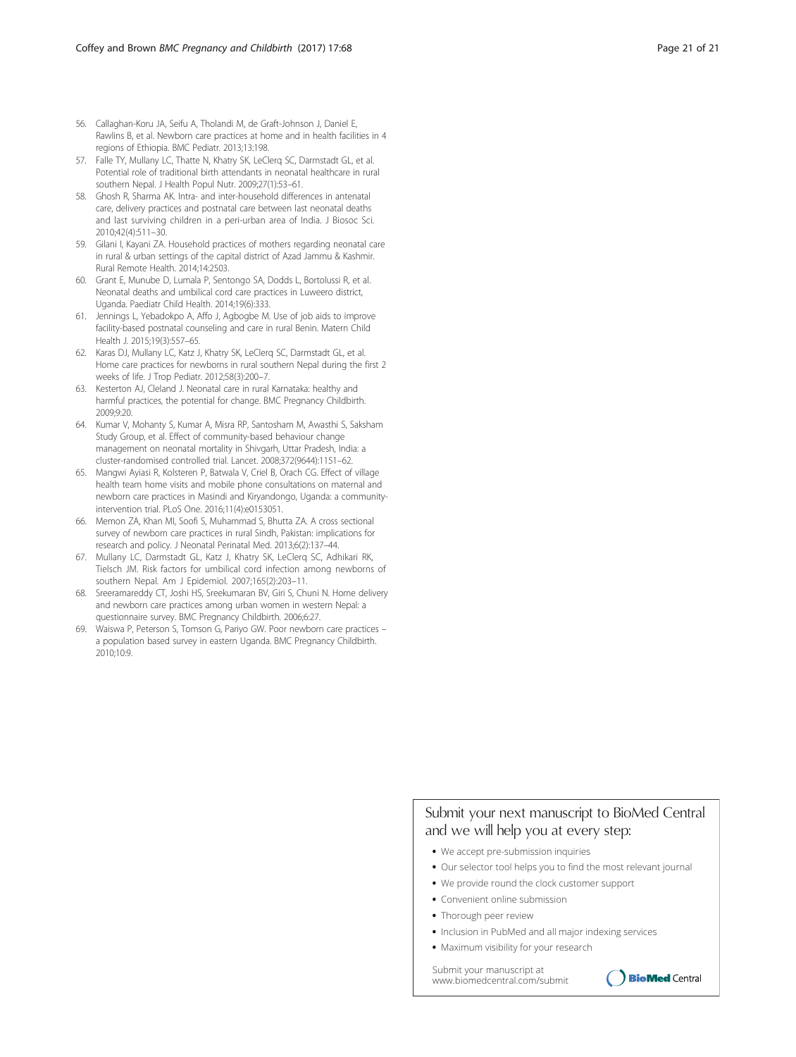56. Callaghan-Koru JA, Seifu A, Tholandi M, de Graft-Johnson J, Daniel E, Rawlins B, et al. Newborn care practices at home and in health facilities in 4 regions of Ethiopia. BMC Pediatr. 2013;13:198.
57. Falle TY, Mullany LC, Thatte N, Khatry SK, LeClerq SC, Darmstadt GL, et al. Potential role of traditional birth attendants in neonatal healthcare in rural southern Nepal. J Health Popul Nutr. 2009;27(1):53–61.
58. Ghosh R, Sharma AK. Intra- and inter-household differences in antenatal care, delivery practices and postnatal care between last neonatal deaths and last surviving children in a peri-urban area of India. J Biosoc Sci. 2010;42(4):511–30.
59. Gilani I, Kayani ZA. Household practices of mothers regarding neonatal care in rural & urban settings of the capital district of Azad Jammu & Kashmir. Rural Remote Health. 2014;14:2503.
60. Grant E, Munube D, Lumala P, Sentongo SA, Dodds L, Bortolussi R, et al. Neonatal deaths and umbilical cord care practices in Luweero district, Uganda. Paediatr Child Health. 2014;19(6):333.
61. Jennings L, Yebadokpo A, Affo J, Agbogbe M. Use of job aids to improve facility-based postnatal counseling and care in rural Benin. Matern Child Health J. 2015;19(3):557–65.
62. Karas DJ, Mullany LC, Katz J, Khatry SK, LeClerq SC, Darmstadt GL, et al. Home care practices for newborns in rural southern Nepal during the first 2 weeks of life. J Trop Pediatr. 2012;58(3):200–7.
63. Kesterton AJ, Cleland J. Neonatal care in rural Karnataka: healthy and harmful practices, the potential for change. BMC Pregnancy Childbirth. 2009;9:20.
64. Kumar V, Mohanty S, Kumar A, Misra RP, Santosham M, Awasthi S, Saksham Study Group, et al. Effect of community-based behaviour change management on neonatal mortality in Shivgarh, Uttar Pradesh, India: a cluster-randomised controlled trial. Lancet. 2008;372(9644):1151–62.
65. Mangwi Ayiasi R, Kolsteren P, Batwala V, Criel B, Orach CG. Effect of village health team home visits and mobile phone consultations on maternal and newborn care practices in Masindi and Kiryandongo, Uganda: a community-intervention trial. PLoS One. 2016;11(4):e0153051.
66. Memon ZA, Khan MI, Soofi S, Muhammad S, Bhutta ZA. A cross sectional survey of newborn care practices in rural Sindh, Pakistan: implications for research and policy. J Neonatal Perinatal Med. 2013;6(2):137–44.
67. Mullany LC, Darmstadt GL, Katz J, Khatry SK, LeClerq SC, Adhikari RK, Tielsch JM. Risk factors for umbilical cord infection among newborns of southern Nepal. Am J Epidemiol. 2007;165(2):203–11.
68. Sreeramareddy CT, Joshi HS, Sreekumaran BV, Giri S, Chuni N. Home delivery and newborn care practices among urban women in western Nepal: a questionnaire survey. BMC Pregnancy Childbirth. 2006;6:27.
69. Waiswa P, Peterson S, Tomson G, Pariyo GW. Poor newborn care practices – a population based survey in eastern Uganda. BMC Pregnancy Childbirth. 2010;10:9.

Submit your next manuscript to BioMed Central and we will help you at every step:

- We accept pre-submission inquiries
- Our selector tool helps you to find the most relevant journal
- We provide round the clock customer support
- Convenient online submission
- Thorough peer review
- Inclusion in PubMed and all major indexing services
- Maximum visibility for your research

Submit your manuscript at
www.biomedcentral.com/submit

BioMed Central